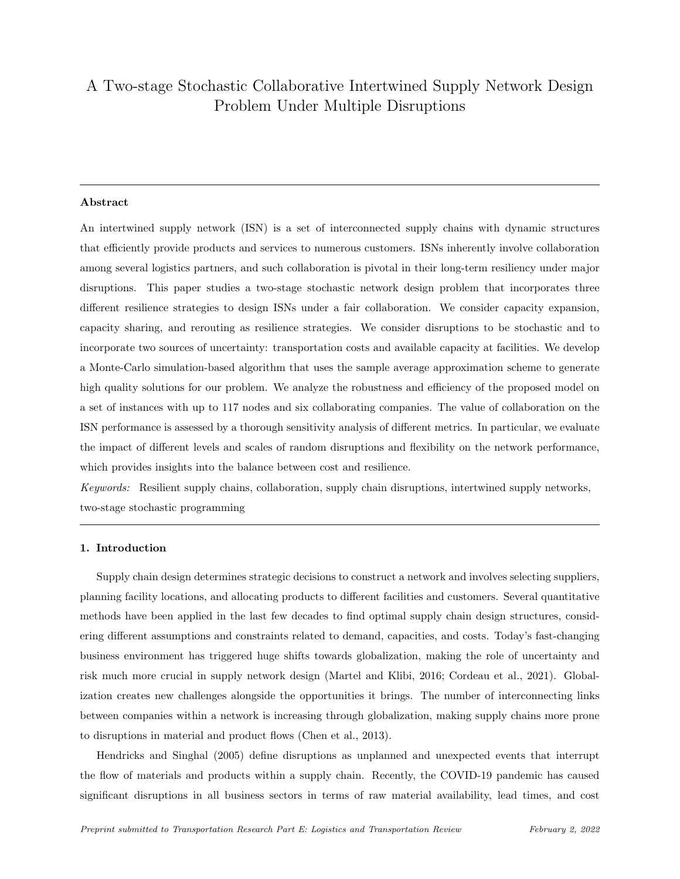# A Two-stage Stochastic Collaborative Intertwined Supply Network Design Problem Under Multiple Disruptions

---

**Abstract**

An intertwined supply network (ISN) is a set of interconnected supply chains with dynamic structures that efficiently provide products and services to numerous customers. ISNs inherently involve collaboration among several logistics partners, and such collaboration is pivotal in their long-term resiliency under major disruptions. This paper studies a two-stage stochastic network design problem that incorporates three different resilience strategies to design ISNs under a fair collaboration. We consider capacity expansion, capacity sharing, and rerouting as resilience strategies. We consider disruptions to be stochastic and to incorporate two sources of uncertainty: transportation costs and available capacity at facilities. We develop a Monte-Carlo simulation-based algorithm that uses the sample average approximation scheme to generate high quality solutions for our problem. We analyze the robustness and efficiency of the proposed model on a set of instances with up to 117 nodes and six collaborating companies. The value of collaboration on the ISN performance is assessed by a thorough sensitivity analysis of different metrics. In particular, we evaluate the impact of different levels and scales of random disruptions and flexibility on the network performance, which provides insights into the balance between cost and resilience.

*Keywords:* Resilient supply chains, collaboration, supply chain disruptions, intertwined supply networks, two-stage stochastic programming

---

## 1. Introduction

Supply chain design determines strategic decisions to construct a network and involves selecting suppliers, planning facility locations, and allocating products to different facilities and customers. Several quantitative methods have been applied in the last few decades to find optimal supply chain design structures, considering different assumptions and constraints related to demand, capacities, and costs. Today's fast-changing business environment has triggered huge shifts towards globalization, making the role of uncertainty and risk much more crucial in supply network design (Martel and Klibi, 2016; Cordeau et al., 2021). Globalization creates new challenges alongside the opportunities it brings. The number of interconnecting links between companies within a network is increasing through globalization, making supply chains more prone to disruptions in material and product flows (Chen et al., 2013).

Hendricks and Singhal (2005) define disruptions as unplanned and unexpected events that interrupt the flow of materials and products within a supply chain. Recently, the COVID-19 pandemic has caused significant disruptions in all business sectors in terms of raw material availability, lead times, and cost

*Preprint submitted to Transportation Research Part E: Logistics and Transportation Review* *February 2, 2022*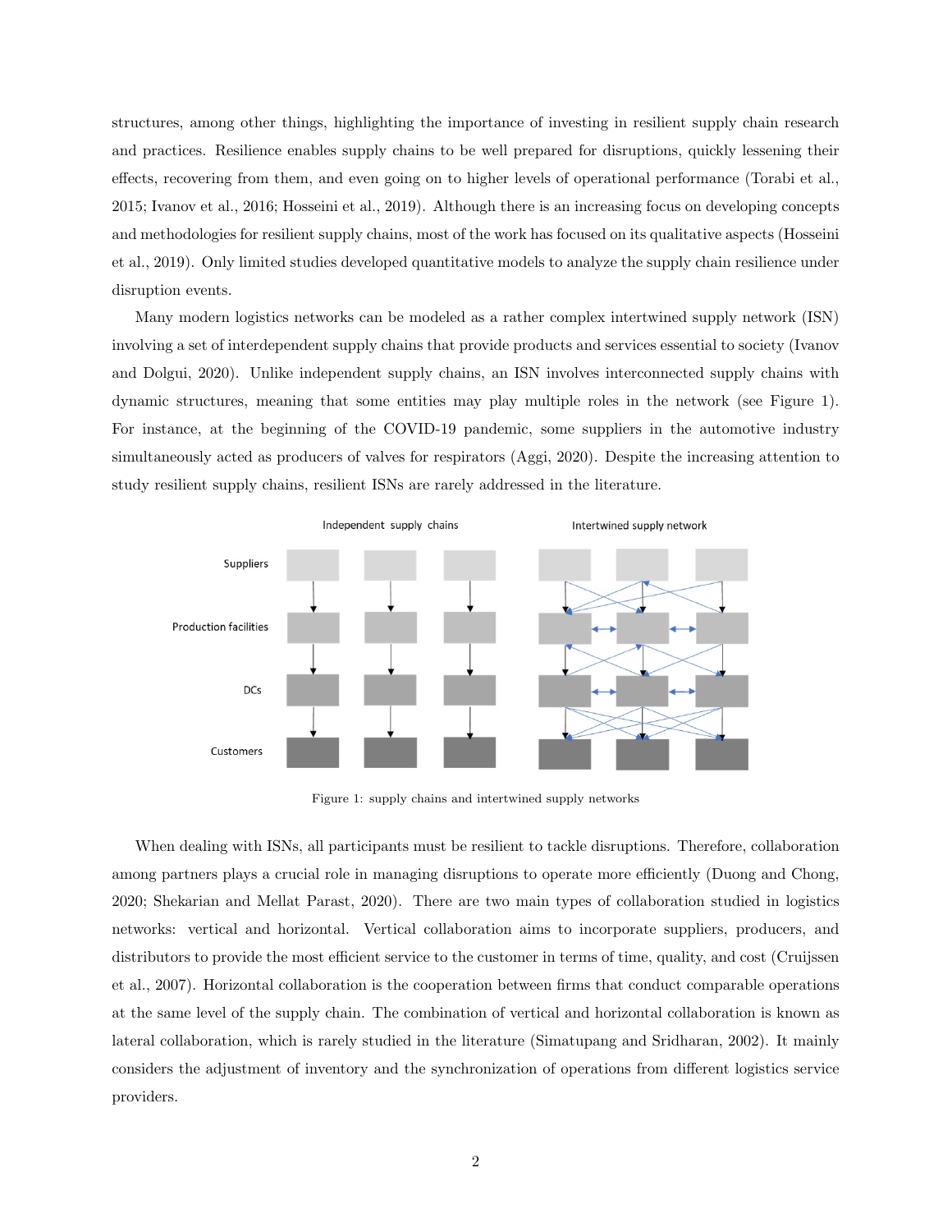structures, among other things, highlighting the importance of investing in resilient supply chain research and practices. Resilience enables supply chains to be well prepared for disruptions, quickly lessening their effects, recovering from them, and even going on to higher levels of operational performance (Torabi et al., 2015; Ivanov et al., 2016; Hosseini et al., 2019). Although there is an increasing focus on developing concepts and methodologies for resilient supply chains, most of the work has focused on its qualitative aspects (Hosseini et al., 2019). Only limited studies developed quantitative models to analyze the supply chain resilience under disruption events.

Many modern logistics networks can be modeled as a rather complex intertwined supply network (ISN) involving a set of interdependent supply chains that provide products and services essential to society (Ivanov and Dolgui, 2020). Unlike independent supply chains, an ISN involves interconnected supply chains with dynamic structures, meaning that some entities may play multiple roles in the network (see Figure 1). For instance, at the beginning of the COVID-19 pandemic, some suppliers in the automotive industry simultaneously acted as producers of valves for respirators (Aggi, 2020). Despite the increasing attention to study resilient supply chains, resilient ISNs are rarely addressed in the literature.

Figure 1: supply chains and intertwined supply networks

When dealing with ISNs, all participants must be resilient to tackle disruptions. Therefore, collaboration among partners plays a crucial role in managing disruptions to operate more efficiently (Duong and Chong, 2020; Shekarian and Mellat Parast, 2020). There are two main types of collaboration studied in logistics networks: vertical and horizontal. Vertical collaboration aims to incorporate suppliers, producers, and distributors to provide the most efficient service to the customer in terms of time, quality, and cost (Cruijssen et al., 2007). Horizontal collaboration is the cooperation between firms that conduct comparable operations at the same level of the supply chain. The combination of vertical and horizontal collaboration is known as lateral collaboration, which is rarely studied in the literature (Simatupang and Sridharan, 2002). It mainly considers the adjustment of inventory and the synchronization of operations from different logistics service providers.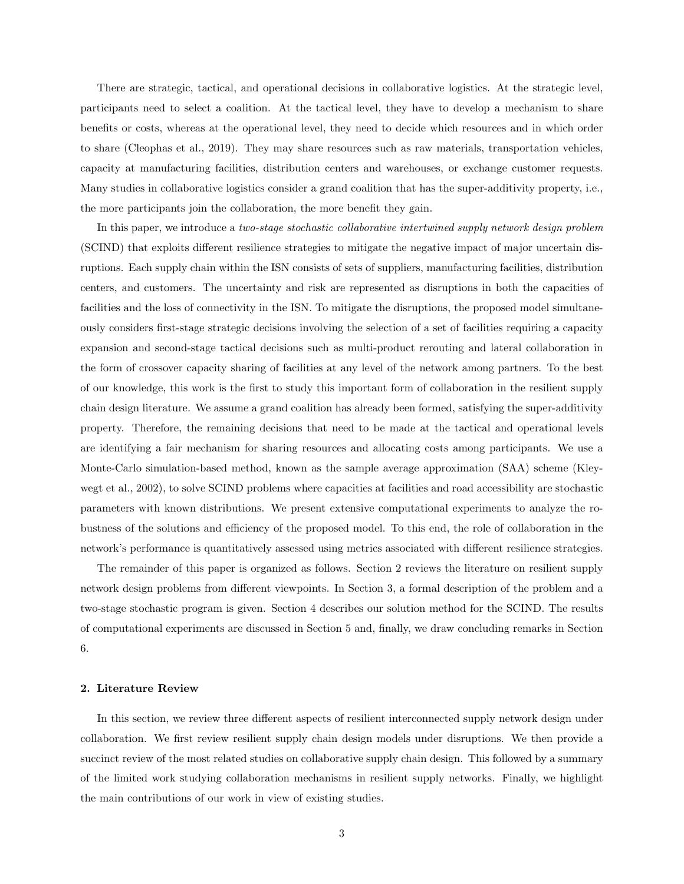There are strategic, tactical, and operational decisions in collaborative logistics. At the strategic level, participants need to select a coalition. At the tactical level, they have to develop a mechanism to share benefits or costs, whereas at the operational level, they need to decide which resources and in which order to share (Cleophas et al., 2019). They may share resources such as raw materials, transportation vehicles, capacity at manufacturing facilities, distribution centers and warehouses, or exchange customer requests. Many studies in collaborative logistics consider a grand coalition that has the super-additivity property, i.e., the more participants join the collaboration, the more benefit they gain.

In this paper, we introduce a *two-stage stochastic collaborative intertwined supply network design problem* (SCIND) that exploits different resilience strategies to mitigate the negative impact of major uncertain disruptions. Each supply chain within the ISN consists of sets of suppliers, manufacturing facilities, distribution centers, and customers. The uncertainty and risk are represented as disruptions in both the capacities of facilities and the loss of connectivity in the ISN. To mitigate the disruptions, the proposed model simultaneously considers first-stage strategic decisions involving the selection of a set of facilities requiring a capacity expansion and second-stage tactical decisions such as multi-product rerouting and lateral collaboration in the form of crossover capacity sharing of facilities at any level of the network among partners. To the best of our knowledge, this work is the first to study this important form of collaboration in the resilient supply chain design literature. We assume a grand coalition has already been formed, satisfying the super-additivity property. Therefore, the remaining decisions that need to be made at the tactical and operational levels are identifying a fair mechanism for sharing resources and allocating costs among participants. We use a Monte-Carlo simulation-based method, known as the sample average approximation (SAA) scheme (Kleywegt et al., 2002), to solve SCIND problems where capacities at facilities and road accessibility are stochastic parameters with known distributions. We present extensive computational experiments to analyze the robustness of the solutions and efficiency of the proposed model. To this end, the role of collaboration in the network's performance is quantitatively assessed using metrics associated with different resilience strategies.

The remainder of this paper is organized as follows. Section 2 reviews the literature on resilient supply network design problems from different viewpoints. In Section 3, a formal description of the problem and a two-stage stochastic program is given. Section 4 describes our solution method for the SCIND. The results of computational experiments are discussed in Section 5 and, finally, we draw concluding remarks in Section 6.

## 2. Literature Review

In this section, we review three different aspects of resilient interconnected supply network design under collaboration. We first review resilient supply chain design models under disruptions. We then provide a succinct review of the most related studies on collaborative supply chain design. This followed by a summary of the limited work studying collaboration mechanisms in resilient supply networks. Finally, we highlight the main contributions of our work in view of existing studies.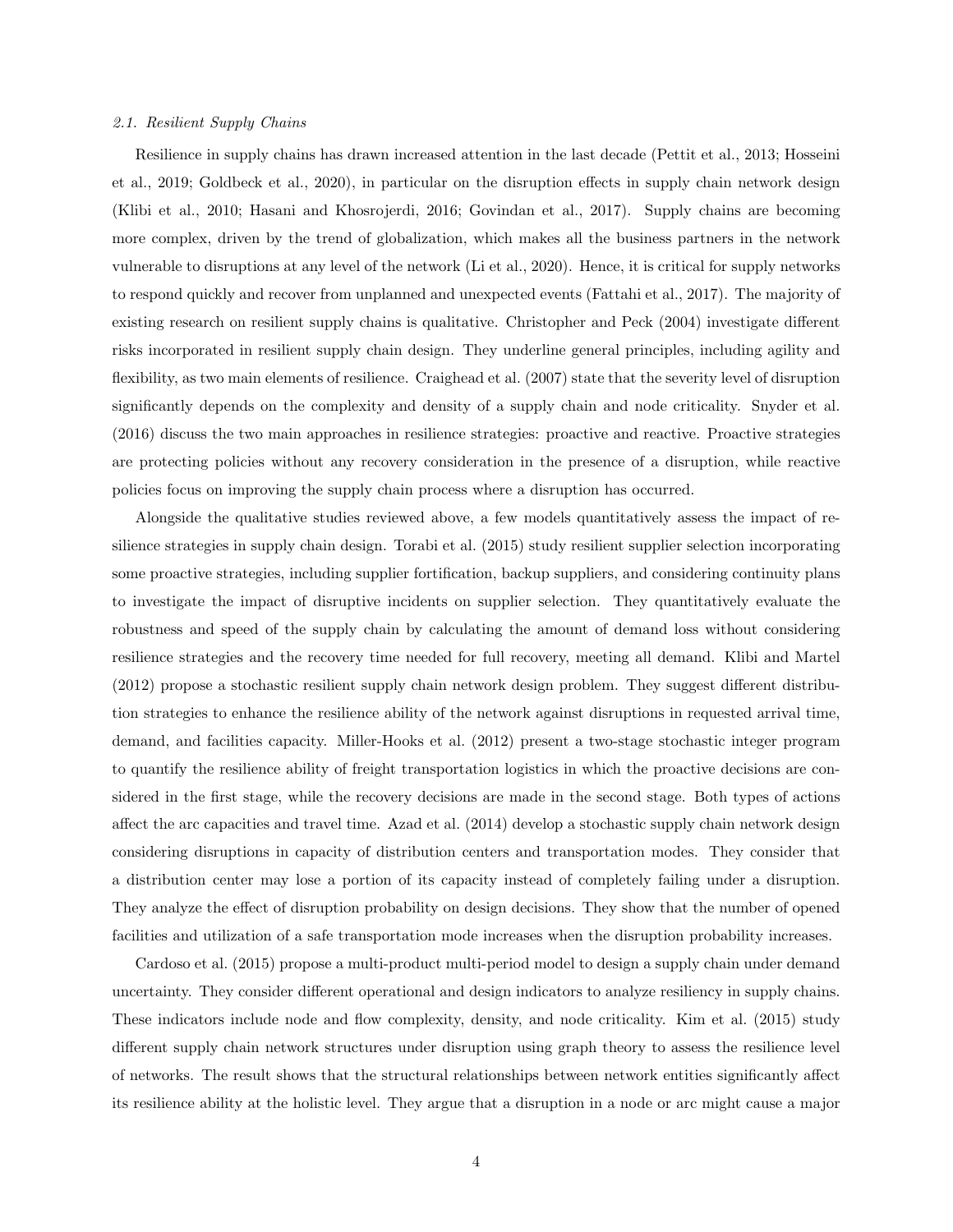### 2.1. Resilient Supply Chains

Resilience in supply chains has drawn increased attention in the last decade (Pettit et al., 2013; Hosseini et al., 2019; Goldbeck et al., 2020), in particular on the disruption effects in supply chain network design (Klibi et al., 2010; Hasani and Khosrojerdi, 2016; Govindan et al., 2017). Supply chains are becoming more complex, driven by the trend of globalization, which makes all the business partners in the network vulnerable to disruptions at any level of the network (Li et al., 2020). Hence, it is critical for supply networks to respond quickly and recover from unplanned and unexpected events (Fattahi et al., 2017). The majority of existing research on resilient supply chains is qualitative. Christopher and Peck (2004) investigate different risks incorporated in resilient supply chain design. They underline general principles, including agility and flexibility, as two main elements of resilience. Craighead et al. (2007) state that the severity level of disruption significantly depends on the complexity and density of a supply chain and node criticality. Snyder et al. (2016) discuss the two main approaches in resilience strategies: proactive and reactive. Proactive strategies are protecting policies without any recovery consideration in the presence of a disruption, while reactive policies focus on improving the supply chain process where a disruption has occurred.

Alongside the qualitative studies reviewed above, a few models quantitatively assess the impact of resilience strategies in supply chain design. Torabi et al. (2015) study resilient supplier selection incorporating some proactive strategies, including supplier fortification, backup suppliers, and considering continuity plans to investigate the impact of disruptive incidents on supplier selection. They quantitatively evaluate the robustness and speed of the supply chain by calculating the amount of demand loss without considering resilience strategies and the recovery time needed for full recovery, meeting all demand. Klibi and Martel (2012) propose a stochastic resilient supply chain network design problem. They suggest different distribution strategies to enhance the resilience ability of the network against disruptions in requested arrival time, demand, and facilities capacity. Miller-Hooks et al. (2012) present a two-stage stochastic integer program to quantify the resilience ability of freight transportation logistics in which the proactive decisions are considered in the first stage, while the recovery decisions are made in the second stage. Both types of actions affect the arc capacities and travel time. Azad et al. (2014) develop a stochastic supply chain network design considering disruptions in capacity of distribution centers and transportation modes. They consider that a distribution center may lose a portion of its capacity instead of completely failing under a disruption. They analyze the effect of disruption probability on design decisions. They show that the number of opened facilities and utilization of a safe transportation mode increases when the disruption probability increases.

Cardoso et al. (2015) propose a multi-product multi-period model to design a supply chain under demand uncertainty. They consider different operational and design indicators to analyze resiliency in supply chains. These indicators include node and flow complexity, density, and node criticality. Kim et al. (2015) study different supply chain network structures under disruption using graph theory to assess the resilience level of networks. The result shows that the structural relationships between network entities significantly affect its resilience ability at the holistic level. They argue that a disruption in a node or arc might cause a major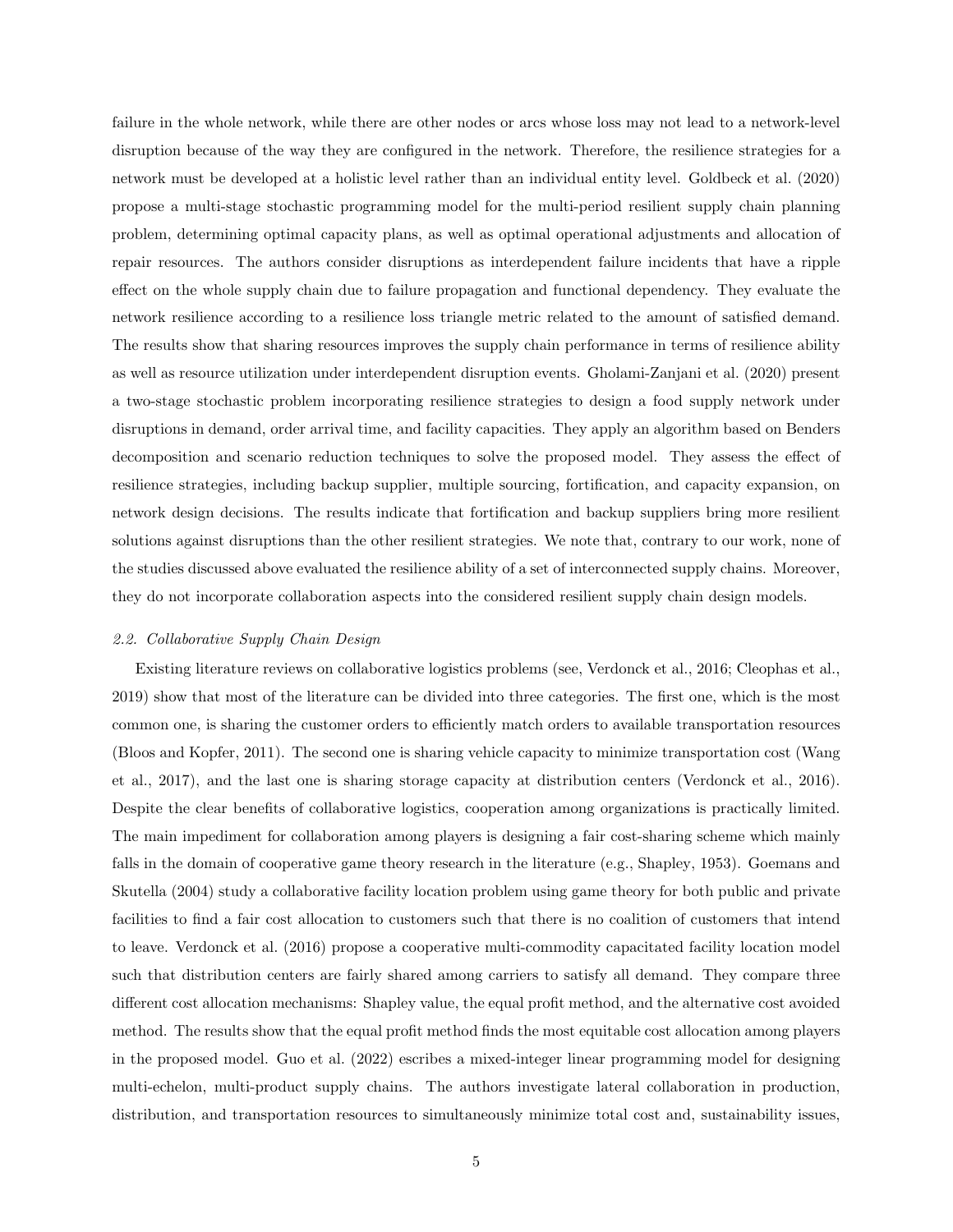failure in the whole network, while there are other nodes or arcs whose loss may not lead to a network-level disruption because of the way they are configured in the network. Therefore, the resilience strategies for a network must be developed at a holistic level rather than an individual entity level. Goldbeck et al. (2020) propose a multi-stage stochastic programming model for the multi-period resilient supply chain planning problem, determining optimal capacity plans, as well as optimal operational adjustments and allocation of repair resources. The authors consider disruptions as interdependent failure incidents that have a ripple effect on the whole supply chain due to failure propagation and functional dependency. They evaluate the network resilience according to a resilience loss triangle metric related to the amount of satisfied demand. The results show that sharing resources improves the supply chain performance in terms of resilience ability as well as resource utilization under interdependent disruption events. Gholami-Zanjani et al. (2020) present a two-stage stochastic problem incorporating resilience strategies to design a food supply network under disruptions in demand, order arrival time, and facility capacities. They apply an algorithm based on Benders decomposition and scenario reduction techniques to solve the proposed model. They assess the effect of resilience strategies, including backup supplier, multiple sourcing, fortification, and capacity expansion, on network design decisions. The results indicate that fortification and backup suppliers bring more resilient solutions against disruptions than the other resilient strategies. We note that, contrary to our work, none of the studies discussed above evaluated the resilience ability of a set of interconnected supply chains. Moreover, they do not incorporate collaboration aspects into the considered resilient supply chain design models.

### *2.2. Collaborative Supply Chain Design*

Existing literature reviews on collaborative logistics problems (see, Verdonck et al., 2016; Cleophas et al., 2019) show that most of the literature can be divided into three categories. The first one, which is the most common one, is sharing the customer orders to efficiently match orders to available transportation resources (Bloos and Kopfer, 2011). The second one is sharing vehicle capacity to minimize transportation cost (Wang et al., 2017), and the last one is sharing storage capacity at distribution centers (Verdonck et al., 2016). Despite the clear benefits of collaborative logistics, cooperation among organizations is practically limited. The main impediment for collaboration among players is designing a fair cost-sharing scheme which mainly falls in the domain of cooperative game theory research in the literature (e.g., Shapley, 1953). Goemans and Skutella (2004) study a collaborative facility location problem using game theory for both public and private facilities to find a fair cost allocation to customers such that there is no coalition of customers that intend to leave. Verdonck et al. (2016) propose a cooperative multi-commodity capacitated facility location model such that distribution centers are fairly shared among carriers to satisfy all demand. They compare three different cost allocation mechanisms: Shapley value, the equal profit method, and the alternative cost avoided method. The results show that the equal profit method finds the most equitable cost allocation among players in the proposed model. Guo et al. (2022) escribes a mixed-integer linear programming model for designing multi-echelon, multi-product supply chains. The authors investigate lateral collaboration in production, distribution, and transportation resources to simultaneously minimize total cost and, sustainability issues,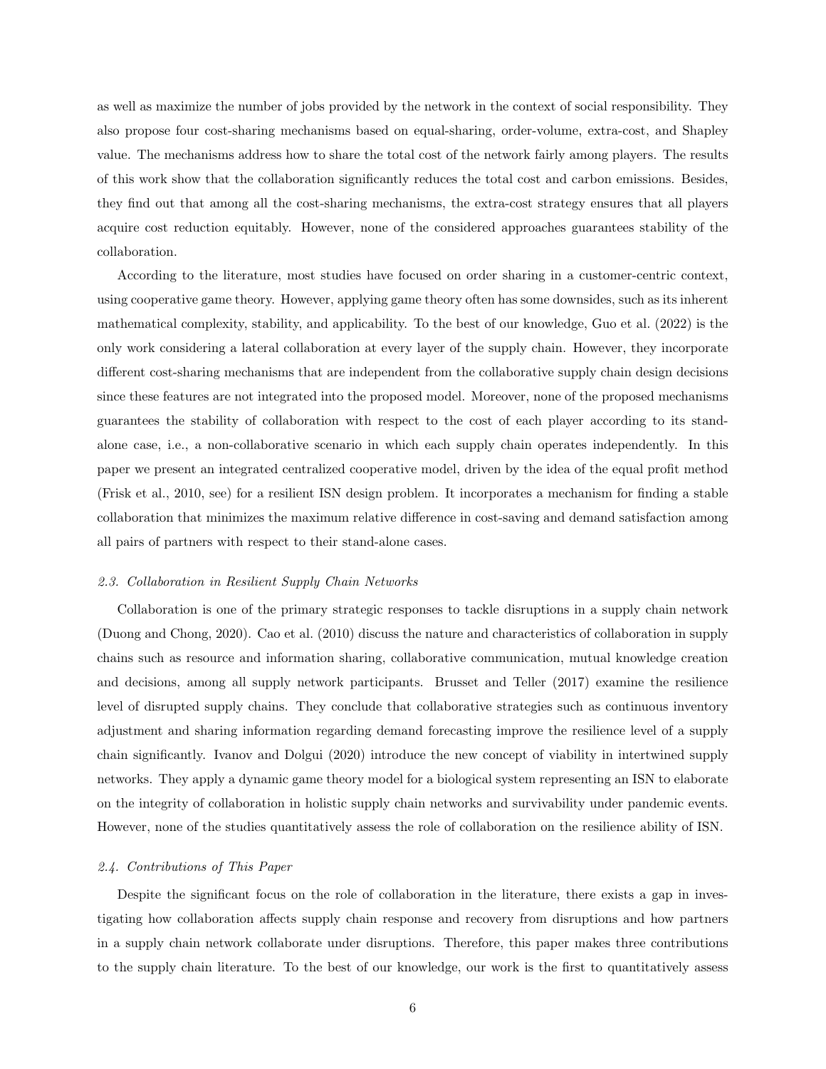as well as maximize the number of jobs provided by the network in the context of social responsibility. They also propose four cost-sharing mechanisms based on equal-sharing, order-volume, extra-cost, and Shapley value. The mechanisms address how to share the total cost of the network fairly among players. The results of this work show that the collaboration significantly reduces the total cost and carbon emissions. Besides, they find out that among all the cost-sharing mechanisms, the extra-cost strategy ensures that all players acquire cost reduction equitably. However, none of the considered approaches guarantees stability of the collaboration.

According to the literature, most studies have focused on order sharing in a customer-centric context, using cooperative game theory. However, applying game theory often has some downsides, such as its inherent mathematical complexity, stability, and applicability. To the best of our knowledge, Guo et al. (2022) is the only work considering a lateral collaboration at every layer of the supply chain. However, they incorporate different cost-sharing mechanisms that are independent from the collaborative supply chain design decisions since these features are not integrated into the proposed model. Moreover, none of the proposed mechanisms guarantees the stability of collaboration with respect to the cost of each player according to its stand-alone case, i.e., a non-collaborative scenario in which each supply chain operates independently. In this paper we present an integrated centralized cooperative model, driven by the idea of the equal profit method (Frisk et al., 2010, see) for a resilient ISN design problem. It incorporates a mechanism for finding a stable collaboration that minimizes the maximum relative difference in cost-saving and demand satisfaction among all pairs of partners with respect to their stand-alone cases.

### *2.3. Collaboration in Resilient Supply Chain Networks*

Collaboration is one of the primary strategic responses to tackle disruptions in a supply chain network (Duong and Chong, 2020). Cao et al. (2010) discuss the nature and characteristics of collaboration in supply chains such as resource and information sharing, collaborative communication, mutual knowledge creation and decisions, among all supply network participants. Brusset and Teller (2017) examine the resilience level of disrupted supply chains. They conclude that collaborative strategies such as continuous inventory adjustment and sharing information regarding demand forecasting improve the resilience level of a supply chain significantly. Ivanov and Dolgui (2020) introduce the new concept of viability in intertwined supply networks. They apply a dynamic game theory model for a biological system representing an ISN to elaborate on the integrity of collaboration in holistic supply chain networks and survivability under pandemic events. However, none of the studies quantitatively assess the role of collaboration on the resilience ability of ISN.

### *2.4. Contributions of This Paper*

Despite the significant focus on the role of collaboration in the literature, there exists a gap in investigating how collaboration affects supply chain response and recovery from disruptions and how partners in a supply chain network collaborate under disruptions. Therefore, this paper makes three contributions to the supply chain literature. To the best of our knowledge, our work is the first to quantitatively assess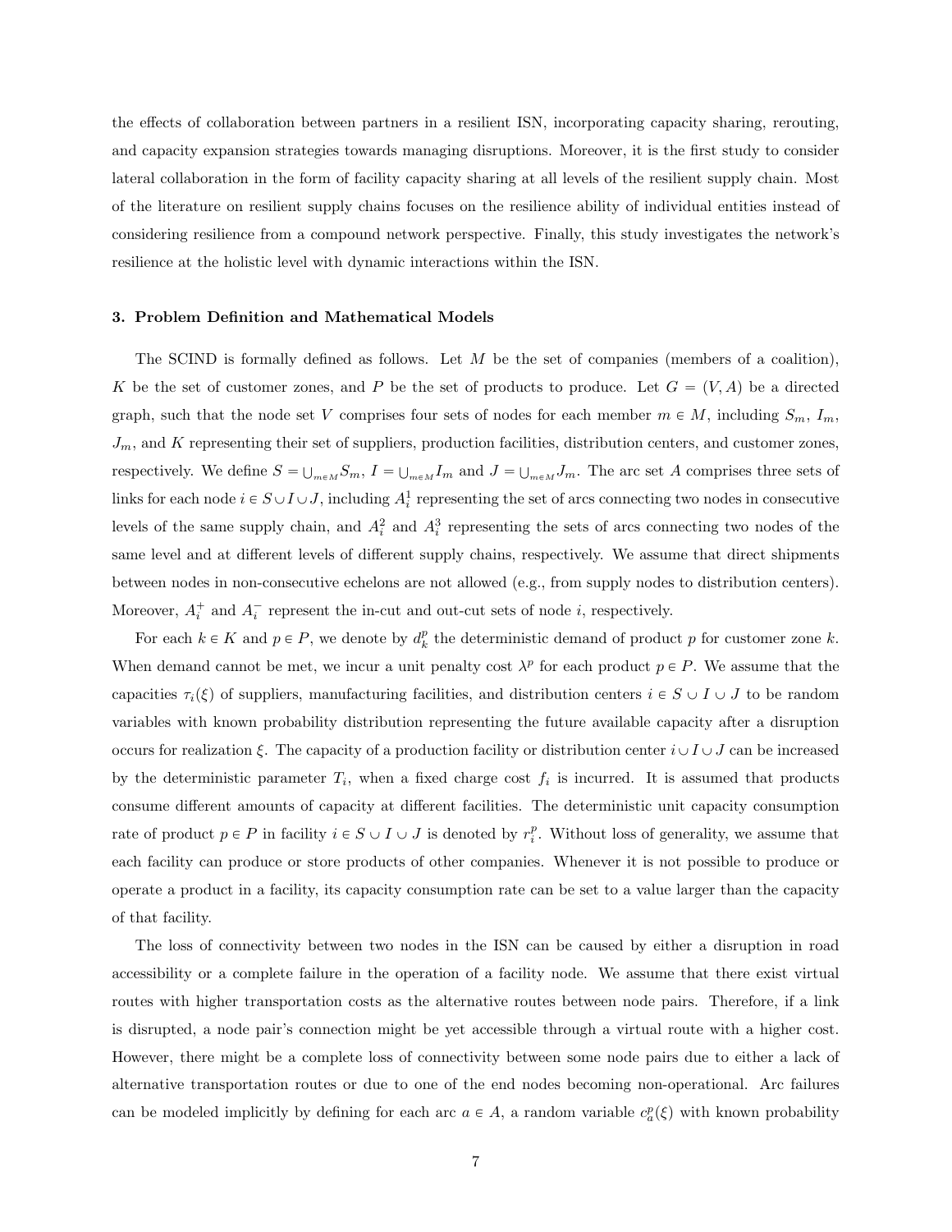the effects of collaboration between partners in a resilient ISN, incorporating capacity sharing, rerouting, and capacity expansion strategies towards managing disruptions. Moreover, it is the first study to consider lateral collaboration in the form of facility capacity sharing at all levels of the resilient supply chain. Most of the literature on resilient supply chains focuses on the resilience ability of individual entities instead of considering resilience from a compound network perspective. Finally, this study investigates the network's resilience at the holistic level with dynamic interactions within the ISN.

### 3. Problem Definition and Mathematical Models

The SCIND is formally defined as follows. Let $M$ be the set of companies (members of a coalition), $K$ be the set of customer zones, and $P$ be the set of products to produce. Let $G = (V, A)$ be a directed graph, such that the node set $V$ comprises four sets of nodes for each member $m \in M$, including $S_m$, $I_m$, $J_m$, and $K$ representing their set of suppliers, production facilities, distribution centers, and customer zones, respectively. We define $S = \bigcup_{m \in M} S_m$, $I = \bigcup_{m \in M} I_m$ and $J = \bigcup_{m \in M} J_m$. The arc set $A$ comprises three sets of links for each node $i \in S \cup I \cup J$, including $A_i^1$ representing the set of arcs connecting two nodes in consecutive levels of the same supply chain, and $A_i^2$ and $A_i^3$ representing the sets of arcs connecting two nodes of the same level and at different levels of different supply chains, respectively. We assume that direct shipments between nodes in non-consecutive echelons are not allowed (e.g., from supply nodes to distribution centers). Moreover, $A_i^+$ and $A_i^-$ represent the in-cut and out-cut sets of node $i$, respectively.

For each $k \in K$ and $p \in P$, we denote by $d_k^p$ the deterministic demand of product $p$ for customer zone $k$. When demand cannot be met, we incur a unit penalty cost $\lambda^p$ for each product $p \in P$. We assume that the capacities $\tau_i(\xi)$ of suppliers, manufacturing facilities, and distribution centers $i \in S \cup I \cup J$ to be random variables with known probability distribution representing the future available capacity after a disruption occurs for realization $\xi$. The capacity of a production facility or distribution center $i \cup I \cup J$ can be increased by the deterministic parameter $T_i$, when a fixed charge cost $f_i$ is incurred. It is assumed that products consume different amounts of capacity at different facilities. The deterministic unit capacity consumption rate of product $p \in P$ in facility $i \in S \cup I \cup J$ is denoted by $r_i^p$. Without loss of generality, we assume that each facility can produce or store products of other companies. Whenever it is not possible to produce or operate a product in a facility, its capacity consumption rate can be set to a value larger than the capacity of that facility.

The loss of connectivity between two nodes in the ISN can be caused by either a disruption in road accessibility or a complete failure in the operation of a facility node. We assume that there exist virtual routes with higher transportation costs as the alternative routes between node pairs. Therefore, if a link is disrupted, a node pair's connection might be yet accessible through a virtual route with a higher cost. However, there might be a complete loss of connectivity between some node pairs due to either a lack of alternative transportation routes or due to one of the end nodes becoming non-operational. Arc failures can be modeled implicitly by defining for each arc $a \in A$, a random variable $c_a^p(\xi)$ with known probability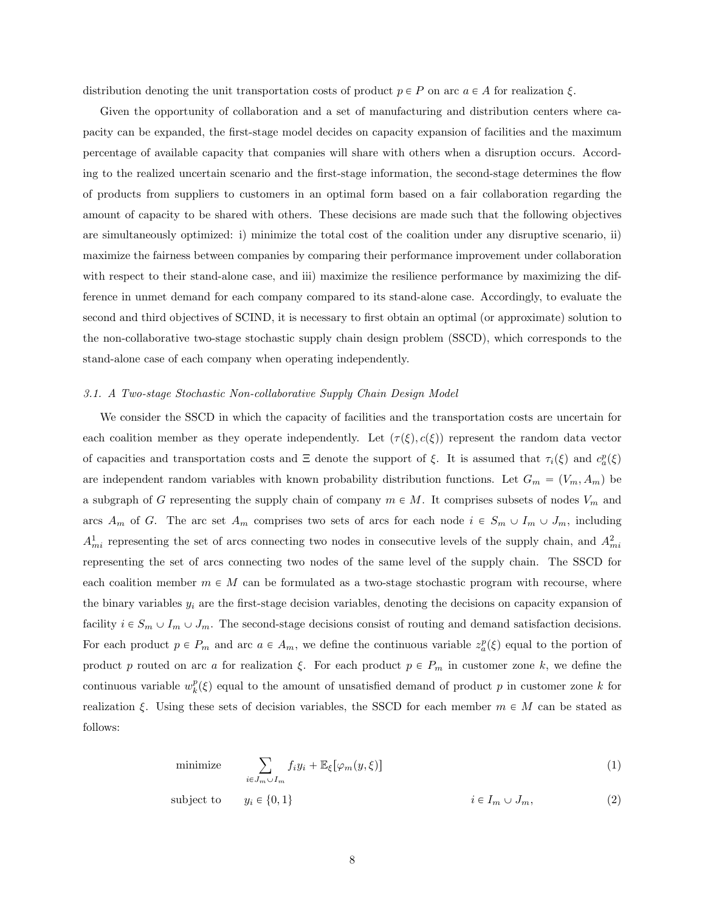distribution denoting the unit transportation costs of product $p \in P$ on arc $a \in A$ for realization $\xi$.

Given the opportunity of collaboration and a set of manufacturing and distribution centers where capacity can be expanded, the first-stage model decides on capacity expansion of facilities and the maximum percentage of available capacity that companies will share with others when a disruption occurs. According to the realized uncertain scenario and the first-stage information, the second-stage determines the flow of products from suppliers to customers in an optimal form based on a fair collaboration regarding the amount of capacity to be shared with others. These decisions are made such that the following objectives are simultaneously optimized: i) minimize the total cost of the coalition under any disruptive scenario, ii) maximize the fairness between companies by comparing their performance improvement under collaboration with respect to their stand-alone case, and iii) maximize the resilience performance by maximizing the difference in unmet demand for each company compared to its stand-alone case. Accordingly, to evaluate the second and third objectives of SCIND, it is necessary to first obtain an optimal (or approximate) solution to the non-collaborative two-stage stochastic supply chain design problem (SSCD), which corresponds to the stand-alone case of each company when operating independently.

### *3.1. A Two-stage Stochastic Non-collaborative Supply Chain Design Model*

We consider the SSCD in which the capacity of facilities and the transportation costs are uncertain for each coalition member as they operate independently. Let $(\tau(\xi), c(\xi))$ represent the random data vector of capacities and transportation costs and $\Xi$ denote the support of $\xi$. It is assumed that $\tau_i(\xi)$ and $c_a^p(\xi)$ are independent random variables with known probability distribution functions. Let $G_m = (V_m, A_m)$ be a subgraph of $G$ representing the supply chain of company $m \in M$. It comprises subsets of nodes $V_m$ and arcs $A_m$ of $G$. The arc set $A_m$ comprises two sets of arcs for each node $i \in S_m \cup I_m \cup J_m$, including $A^1_{mi}$ representing the set of arcs connecting two nodes in consecutive levels of the supply chain, and $A^2_{mi}$ representing the set of arcs connecting two nodes of the same level of the supply chain. The SSCD for each coalition member $m \in M$ can be formulated as a two-stage stochastic program with recourse, where the binary variables $y_i$ are the first-stage decision variables, denoting the decisions on capacity expansion of facility $i \in S_m \cup I_m \cup J_m$. The second-stage decisions consist of routing and demand satisfaction decisions. For each product $p \in P_m$ and arc $a \in A_m$, we define the continuous variable $z_a^p(\xi)$ equal to the portion of product $p$ routed on arc $a$ for realization $\xi$. For each product $p \in P_m$ in customer zone $k$, we define the continuous variable $w_k^p(\xi)$ equal to the amount of unsatisfied demand of product $p$ in customer zone $k$ for realization $\xi$. Using these sets of decision variables, the SSCD for each member $m \in M$ can be stated as follows:

$$
\text{minimize} \quad \sum_{i \in J_m \cup I_m} f_i y_i + \mathbb{E}_\xi[\varphi_m(y, \xi)] \tag{1}
$$

$$
\text{subject to} \quad y_i \in \{0, 1\} \qquad i \in I_m \cup J_m, \tag{2}
$$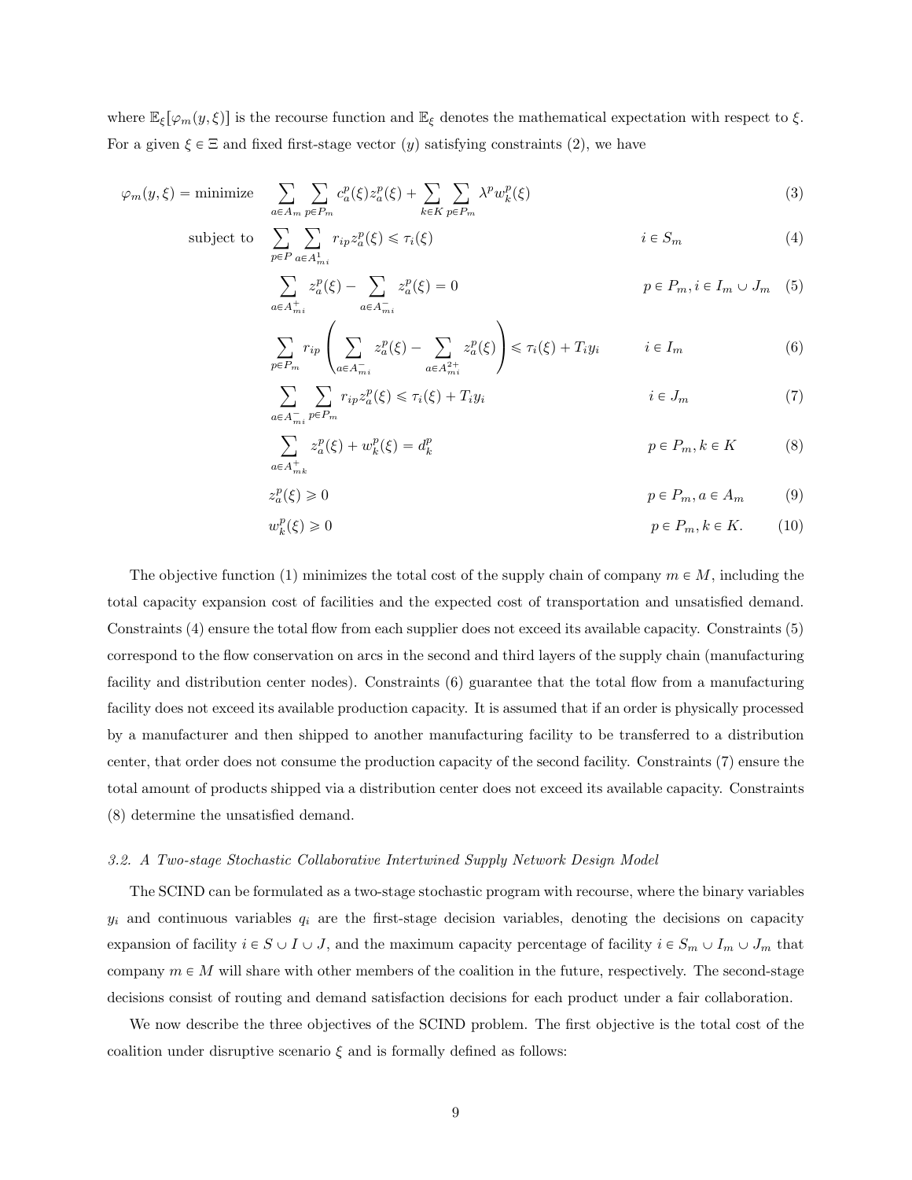where $\mathbb{E}_\xi[\varphi_m(y,\xi)]$ is the recourse function and $\mathbb{E}_\xi$ denotes the mathematical expectation with respect to $\xi$. For a given $\xi \in \Xi$ and fixed first-stage vector $(y)$ satisfying constraints (2), we have

$$
\begin{aligned}
\varphi_m(y,\xi) = \text{minimize} \quad & \sum_{a\in A_m}\sum_{p\in P_m} c_a^p(\xi) z_a^p(\xi) + \sum_{k\in K}\sum_{p\in P_m} \lambda^p w_k^p(\xi) && && (3)\\
\text{subject to} \quad & \sum_{p\in P}\sum_{a\in A_{mi}^1} r_{ip} z_a^p(\xi) \leqslant \tau_i(\xi) && i \in S_m && (4)\\
& \sum_{a\in A_{mi}^+} z_a^p(\xi) - \sum_{a\in A_{mi}^-} z_a^p(\xi) = 0 && p\in P_m, i \in I_m \cup J_m && (5)\\
& \sum_{p\in P_m} r_{ip}\left(\sum_{a\in A_{mi}^-} z_a^p(\xi) - \sum_{a\in A_{mi}^{2+}} z_a^p(\xi)\right) \leqslant \tau_i(\xi) + T_i y_i && i\in I_m && (6)\\
& \sum_{a\in A_{mi}^-}\sum_{p\in P_m} r_{ip} z_a^p(\xi) \leqslant \tau_i(\xi) + T_i y_i && i \in J_m && (7)\\
& \sum_{a\in A_{mk}^+} z_a^p(\xi) + w_k^p(\xi) = d_k^p && p\in P_m, k\in K && (8)\\
& z_a^p(\xi) \geqslant 0 && p \in P_m, a\in A_m && (9)\\
& w_k^p(\xi) \geqslant 0 && p\in P_m, k \in K. && (10)
\end{aligned}
$$

The objective function (1) minimizes the total cost of the supply chain of company $m \in M$, including the total capacity expansion cost of facilities and the expected cost of transportation and unsatisfied demand. Constraints (4) ensure the total flow from each supplier does not exceed its available capacity. Constraints (5) correspond to the flow conservation on arcs in the second and third layers of the supply chain (manufacturing facility and distribution center nodes). Constraints (6) guarantee that the total flow from a manufacturing facility does not exceed its available production capacity. It is assumed that if an order is physically processed by a manufacturer and then shipped to another manufacturing facility to be transferred to a distribution center, that order does not consume the production capacity of the second facility. Constraints (7) ensure the total amount of products shipped via a distribution center does not exceed its available capacity. Constraints (8) determine the unsatisfied demand.

### *3.2. A Two-stage Stochastic Collaborative Intertwined Supply Network Design Model*

The SCIND can be formulated as a two-stage stochastic program with recourse, where the binary variables $y_i$ and continuous variables $q_i$ are the first-stage decision variables, denoting the decisions on capacity expansion of facility $i \in S \cup I \cup J$, and the maximum capacity percentage of facility $i \in S_m \cup I_m \cup J_m$ that company $m \in M$ will share with other members of the coalition in the future, respectively. The second-stage decisions consist of routing and demand satisfaction decisions for each product under a fair collaboration.

We now describe the three objectives of the SCIND problem. The first objective is the total cost of the coalition under disruptive scenario $\xi$ and is formally defined as follows: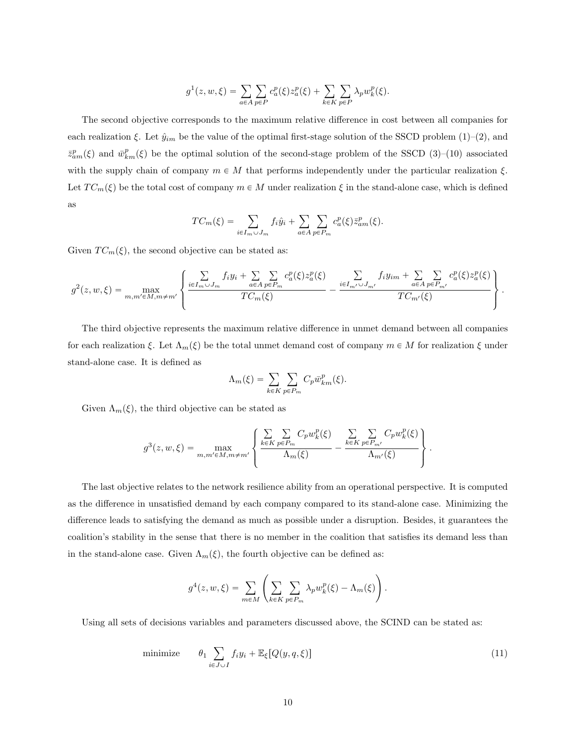$$g^1(z, w, \xi) = \sum_{a \in A} \sum_{p \in P} c_a^p(\xi) z_a^p(\xi) + \sum_{k \in K} \sum_{p \in P} \lambda_p w_k^p(\xi).$$

The second objective corresponds to the maximum relative difference in cost between all companies for each realization $\xi$. Let $\hat{y}_{im}$ be the value of the optimal first-stage solution of the SSCD problem (1)–(2), and $\bar{z}_{am}^p(\xi)$ and $\bar{w}_{km}^p(\xi)$ be the optimal solution of the second-stage problem of the SSCD (3)–(10) associated with the supply chain of company $m \in M$ that performs independently under the particular realization $\xi$. Let $TC_m(\xi)$ be the total cost of company $m \in M$ under realization $\xi$ in the stand-alone case, which is defined as

$$TC_m(\xi) = \sum_{i \in I_m \cup J_m} f_i \hat{y}_i + \sum_{a \in A} \sum_{p \in P_m} c_a^p(\xi) \bar{z}_{am}^p(\xi).$$

Given $TC_m(\xi)$, the second objective can be stated as:

$$g^2(z, w, \xi) = \max_{m, m' \in M, m \neq m'} \left\{ \frac{\sum_{i \in I_m \cup J_m} f_i y_i + \sum_{a \in A} \sum_{p \in P_m} c_a^p(\xi) z_a^p(\xi)}{TC_m(\xi)} - \frac{\sum_{i \in I_{m'} \cup J_{m'}} f_i y_{im} + \sum_{a \in A} \sum_{p \in P_{m'}} c_a^p(\xi) z_a^p(\xi)}{TC_{m'}(\xi)} \right\}.$$

The third objective represents the maximum relative difference in unmet demand between all companies for each realization $\xi$. Let $\Lambda_m(\xi)$ be the total unmet demand cost of company $m \in M$ for realization $\xi$ under stand-alone case. It is defined as

$$\Lambda_m(\xi) = \sum_{k \in K} \sum_{p \in P_m} C_p \bar{w}_{km}^p(\xi).$$

Given $\Lambda_m(\xi)$, the third objective can be stated as

$$g^3(z, w, \xi) = \max_{m, m' \in M, m \neq m'} \left\{ \frac{\sum_{k \in K} \sum_{p \in P_m} C_p w_k^p(\xi)}{\Lambda_m(\xi)} - \frac{\sum_{k \in K} \sum_{p \in P_{m'}} C_p w_k^p(\xi)}{\Lambda_{m'}(\xi)} \right\}.$$

The last objective relates to the network resilience ability from an operational perspective. It is computed as the difference in unsatisfied demand by each company compared to its stand-alone case. Minimizing the difference leads to satisfying the demand as much as possible under a disruption. Besides, it guarantees the coalition's stability in the sense that there is no member in the coalition that satisfies its demand less than in the stand-alone case. Given $\Lambda_m(\xi)$, the fourth objective can be defined as:

$$g^4(z, w, \xi) = \sum_{m \in M} \left( \sum_{k \in K} \sum_{p \in P_m} \lambda_p w_k^p(\xi) - \Lambda_m(\xi) \right).$$

Using all sets of decisions variables and parameters discussed above, the SCIND can be stated as:

$$\text{minimize} \qquad \theta_1 \sum_{i \in J \cup I} f_i y_i + \mathbb{E}_\xi[Q(y, q, \xi)] \tag{11}$$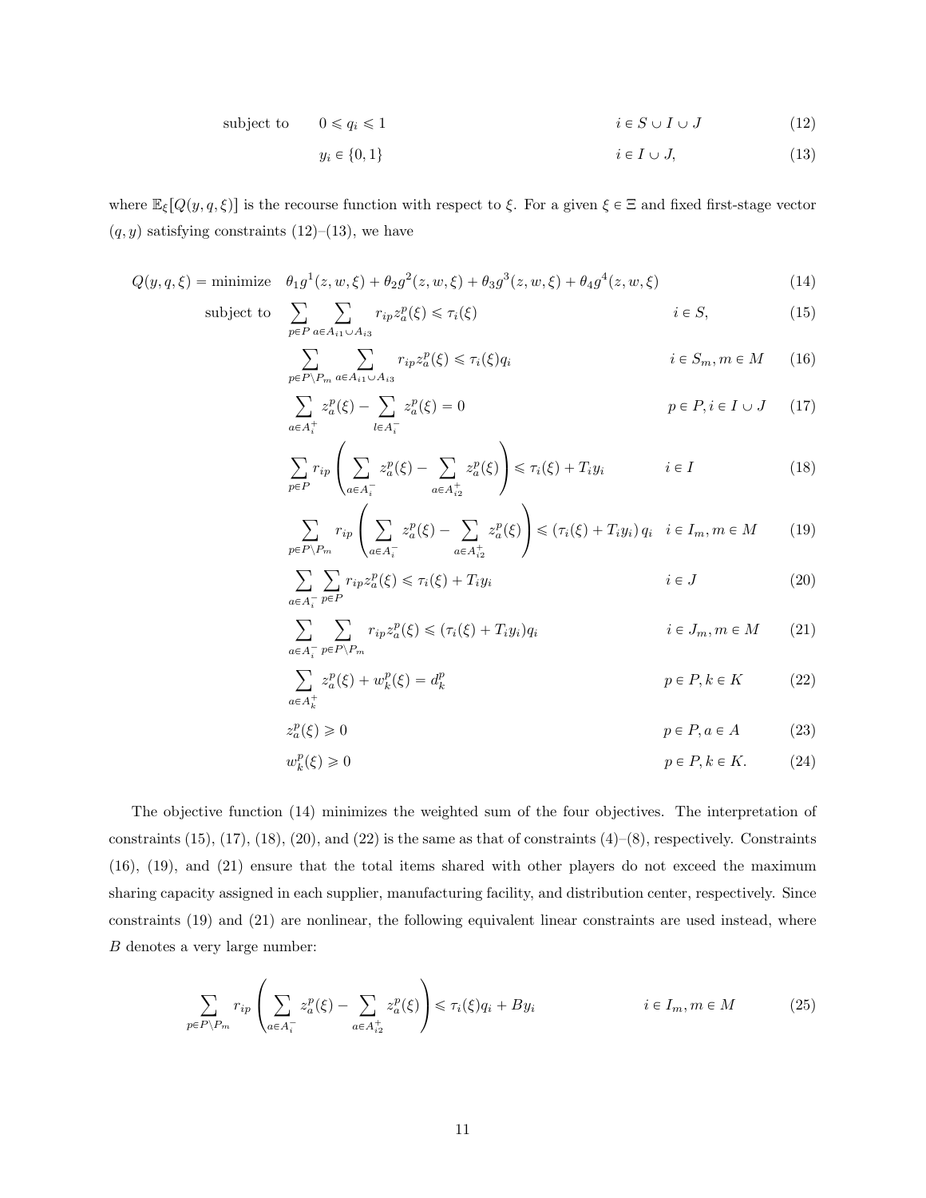$$
\begin{aligned}
\text{subject to} \qquad & 0 \leqslant q_i \leqslant 1 && i \in S \cup I \cup J && (12)\\
& y_i \in \{0,1\} && i \in I \cup J, && (13)
\end{aligned}
$$

where $\mathbb{E}_\xi[Q(y,q,\xi)]$ is the recourse function with respect to $\xi$. For a given $\xi \in \Xi$ and fixed first-stage vector $(q, y)$ satisfying constraints (12)–(13), we have

$$
Q(y,q,\xi) = \text{minimize} \quad \theta_1 g^1(z,w,\xi) + \theta_2 g^2(z,w,\xi) + \theta_3 g^3(z,w,\xi) + \theta_4 g^4(z,w,\xi) \tag{14}
$$

$$
\text{subject to} \quad \sum_{p \in P} \sum_{a \in A_{i1} \cup A_{i3}} r_{ip} z_a^p(\xi) \leqslant \tau_i(\xi) \qquad i \in S, \tag{15}
$$

$$
\sum_{p \in P \setminus P_m} \sum_{a \in A_{i1} \cup A_{i3}} r_{ip} z_a^p(\xi) \leqslant \tau_i(\xi) q_i \qquad i \in S_m, m \in M \tag{16}
$$

$$
\sum_{a \in A_i^+} z_a^p(\xi) - \sum_{l \in A_i^-} z_a^p(\xi) = 0 \qquad p \in P, i \in I \cup J \tag{17}
$$

$$
\sum_{p \in P} r_{ip} \left( \sum_{a \in A_i^-} z_a^p(\xi) - \sum_{a \in A_{i2}^+} z_a^p(\xi) \right) \leqslant \tau_i(\xi) + T_i y_i \qquad i \in I \tag{18}
$$

$$
\sum_{p \in P \setminus P_m} r_{ip} \left( \sum_{a \in A_i^-} z_a^p(\xi) - \sum_{a \in A_{i2}^+} z_a^p(\xi) \right) \leqslant (\tau_i(\xi) + T_i y_i)\, q_i \qquad i \in I_m, m \in M \tag{19}
$$

$$
\sum_{a \in A_i^-} \sum_{p \in P} r_{ip} z_a^p(\xi) \leqslant \tau_i(\xi) + T_i y_i \qquad i \in J \tag{20}
$$

$$
\sum_{a \in A_i^-} \sum_{p \in P \setminus P_m} r_{ip} z_a^p(\xi) \leqslant (\tau_i(\xi) + T_i y_i) q_i \qquad i \in J_m, m \in M \tag{21}
$$

$$
\sum_{a \in A_k^+} z_a^p(\xi) + w_k^p(\xi) = d_k^p \qquad p \in P, k \in K \tag{22}
$$

$$
z_a^p(\xi) \geqslant 0 \qquad p \in P, a \in A \tag{23}
$$

$$
w_k^p(\xi) \geqslant 0 \qquad p \in P, k \in K. \tag{24}
$$

The objective function (14) minimizes the weighted sum of the four objectives. The interpretation of constraints (15), (17), (18), (20), and (22) is the same as that of constraints (4)–(8), respectively. Constraints (16), (19), and (21) ensure that the total items shared with other players do not exceed the maximum sharing capacity assigned in each supplier, manufacturing facility, and distribution center, respectively. Since constraints (19) and (21) are nonlinear, the following equivalent linear constraints are used instead, where $B$ denotes a very large number:

$$
\sum_{p \in P \setminus P_m} r_{ip} \left( \sum_{a \in A_i^-} z_a^p(\xi) - \sum_{a \in A_{i2}^+} z_a^p(\xi) \right) \leqslant \tau_i(\xi) q_i + B y_i \qquad i \in I_m, m \in M \tag{25}
$$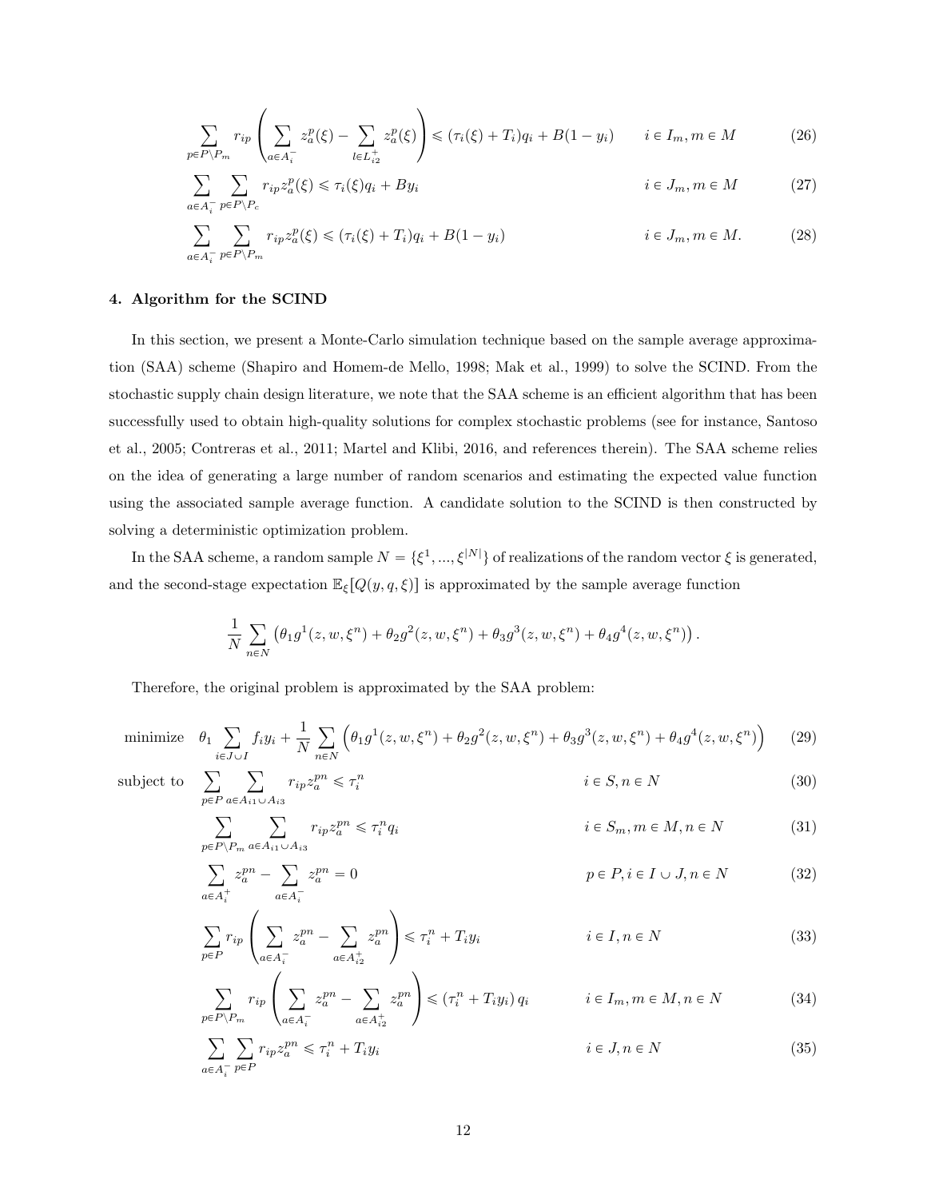$$\sum_{p\in P\setminus P_m} r_{ip}\left(\sum_{a\in A_i^-} z_a^p(\xi) - \sum_{l\in L_{i2}^+} z_a^p(\xi)\right) \leqslant (\tau_i(\xi)+T_i)q_i + B(1-y_i) \qquad i\in I_m, m\in M \tag{26}$$

$$\sum_{a\in A_i^-}\sum_{p\in P\setminus P_c} r_{ip} z_a^p(\xi) \leqslant \tau_i(\xi)q_i + By_i \qquad i\in J_m, m\in M \tag{27}$$

$$\sum_{a\in A_i^-}\sum_{p\in P\setminus P_m} r_{ip} z_a^p(\xi) \leqslant (\tau_i(\xi)+T_i)q_i + B(1-y_i) \qquad i\in J_m, m\in M. \tag{28}$$

## 4. Algorithm for the SCIND

In this section, we present a Monte-Carlo simulation technique based on the sample average approximation (SAA) scheme (Shapiro and Homem-de Mello, 1998; Mak et al., 1999) to solve the SCIND. From the stochastic supply chain design literature, we note that the SAA scheme is an efficient algorithm that has been successfully used to obtain high-quality solutions for complex stochastic problems (see for instance, Santoso et al., 2005; Contreras et al., 2011; Martel and Klibi, 2016, and references therein). The SAA scheme relies on the idea of generating a large number of random scenarios and estimating the expected value function using the associated sample average function. A candidate solution to the SCIND is then constructed by solving a deterministic optimization problem.

In the SAA scheme, a random sample $N = \{\xi^1, ..., \xi^{|N|}\}$ of realizations of the random vector $\xi$ is generated, and the second-stage expectation $\mathbb{E}_\xi[Q(y,q,\xi)]$ is approximated by the sample average function

$$\frac{1}{N}\sum_{n\in N}\left(\theta_1 g^1(z,w,\xi^n) + \theta_2 g^2(z,w,\xi^n) + \theta_3 g^3(z,w,\xi^n) + \theta_4 g^4(z,w,\xi^n)\right).$$

Therefore, the original problem is approximated by the SAA problem:

$$\text{minimize} \quad \theta_1 \sum_{i\in J\cup I} f_i y_i + \frac{1}{N}\sum_{n\in N}\Big(\theta_1 g^1(z,w,\xi^n) + \theta_2 g^2(z,w,\xi^n) + \theta_3 g^3(z,w,\xi^n) + \theta_4 g^4(z,w,\xi^n)\Big) \tag{29}$$

$$\text{subject to} \quad \sum_{p\in P}\sum_{a\in A_{i1}\cup A_{i3}} r_{ip} z_a^{pn} \leqslant \tau_i^n \qquad i\in S, n\in N \tag{30}$$

$$\sum_{p\in P\setminus P_m}\sum_{a\in A_{i1}\cup A_{i3}} r_{ip} z_a^{pn} \leqslant \tau_i^n q_i \qquad i\in S_m, m\in M, n\in N \tag{31}$$

$$\sum_{a\in A_i^+} z_a^{pn} - \sum_{a\in A_i^-} z_a^{pn} = 0 \qquad p\in P, i\in I\cup J, n\in N \tag{32}$$

$$\sum_{p\in P} r_{ip}\left(\sum_{a\in A_i^-} z_a^{pn} - \sum_{a\in A_{i2}^+} z_a^{pn}\right) \leqslant \tau_i^n + T_i y_i \qquad i\in I, n\in N \tag{33}$$

$$\sum_{p\in P\setminus P_m} r_{ip}\left(\sum_{a\in A_i^-} z_a^{pn} - \sum_{a\in A_{i2}^+} z_a^{pn}\right) \leqslant (\tau_i^n + T_i y_i)\, q_i \qquad i\in I_m, m\in M, n\in N \tag{34}$$

$$\sum_{a\in A_i^-}\sum_{p\in P} r_{ip} z_a^{pn} \leqslant \tau_i^n + T_i y_i \qquad i\in J, n\in N \tag{35}$$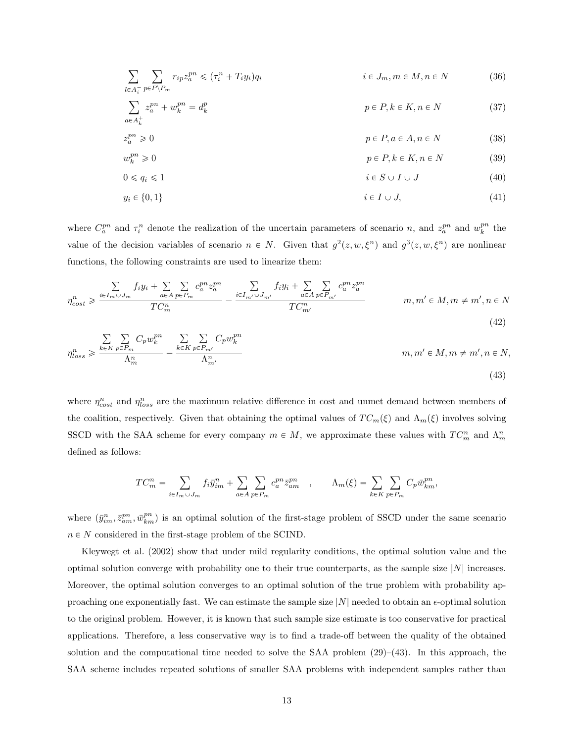$$\sum_{l \in A_i^-} \sum_{p \in P \setminus P_m} r_{ip} z_a^{pn} \leqslant (\tau_i^n + T_i y_i) q_i \qquad i \in J_m, m \in M, n \in N \tag{36}$$

$$\sum_{a \in A_k^+} z_a^{pn} + w_k^{pn} = d_k^p \qquad p \in P, k \in K, n \in N \tag{37}$$

$$z_a^{pn} \geqslant 0 \qquad p \in P, a \in A, n \in N \tag{38}$$

$$w_k^{pn} \geqslant 0 \qquad p \in P, k \in K, n \in N \tag{39}$$

$$0 \leqslant q_i \leqslant 1 \qquad i \in S \cup I \cup J \tag{40}$$

$$y_i \in \{0, 1\} \qquad i \in I \cup J, \tag{41}$$

where $C_a^{pn}$ and $\tau_i^n$ denote the realization of the uncertain parameters of scenario $n$, and $z_a^{pn}$ and $w_k^{pn}$ the value of the decision variables of scenario $n \in N$. Given that $g^2(z, w, \xi^n)$ and $g^3(z, w, \xi^n)$ are nonlinear functions, the following constraints are used to linearize them:

$$\eta_{cost}^n \geqslant \frac{\sum\limits_{i \in I_m \cup J_m} f_i y_i + \sum\limits_{a \in A} \sum\limits_{p \in P_m} c_a^{pn} z_a^{pn}}{TC_m^n} - \frac{\sum\limits_{i \in I_{m'} \cup J_{m'}} f_i y_i + \sum\limits_{a \in A} \sum\limits_{p \in P_{m'}} c_a^{pn} z_a^{pn}}{TC_{m'}^n} \qquad m, m' \in M, m \neq m', n \in N \tag{42}$$

$$\eta_{loss}^n \geqslant \frac{\sum\limits_{k \in K} \sum\limits_{p \in P_m} C_p w_k^{pn}}{\Lambda_m^n} - \frac{\sum\limits_{k \in K} \sum\limits_{p \in P_{m'}} C_p w_k^{pn}}{\Lambda_{m'}^n} \qquad m, m' \in M, m \neq m', n \in N, \tag{43}$$

where $\eta_{cost}^n$ and $\eta_{loss}^n$ are the maximum relative difference in cost and unmet demand between members of the coalition, respectively. Given that obtaining the optimal values of $TC_m(\xi)$ and $\Lambda_m(\xi)$ involves solving SSCD with the SAA scheme for every company $m \in M$, we approximate these values with $TC_m^n$ and $\Lambda_m^n$ defined as follows:

$$TC_m^n = \sum_{i \in I_m \cup J_m} f_i \bar{y}_{im}^n + \sum_{a \in A} \sum_{p \in P_m} c_a^{pn} \bar{z}_{am}^{pn} \quad , \qquad \Lambda_m(\xi) = \sum_{k \in K} \sum_{p \in P_m} C_p \bar{w}_{km}^{pn},$$

where $(\bar{y}_{im}^n, \bar{z}_{am}^{pn}, \bar{w}_{km}^{pn})$ is an optimal solution of the first-stage problem of SSCD under the same scenario $n \in N$ considered in the first-stage problem of the SCIND.

Kleywegt et al. (2002) show that under mild regularity conditions, the optimal solution value and the optimal solution converge with probability one to their true counterparts, as the sample size $|N|$ increases. Moreover, the optimal solution converges to an optimal solution of the true problem with probability approaching one exponentially fast. We can estimate the sample size $|N|$ needed to obtain an $\epsilon$-optimal solution to the original problem. However, it is known that such sample size estimate is too conservative for practical applications. Therefore, a less conservative way is to find a trade-off between the quality of the obtained solution and the computational time needed to solve the SAA problem (29)–(43). In this approach, the SAA scheme includes repeated solutions of smaller SAA problems with independent samples rather than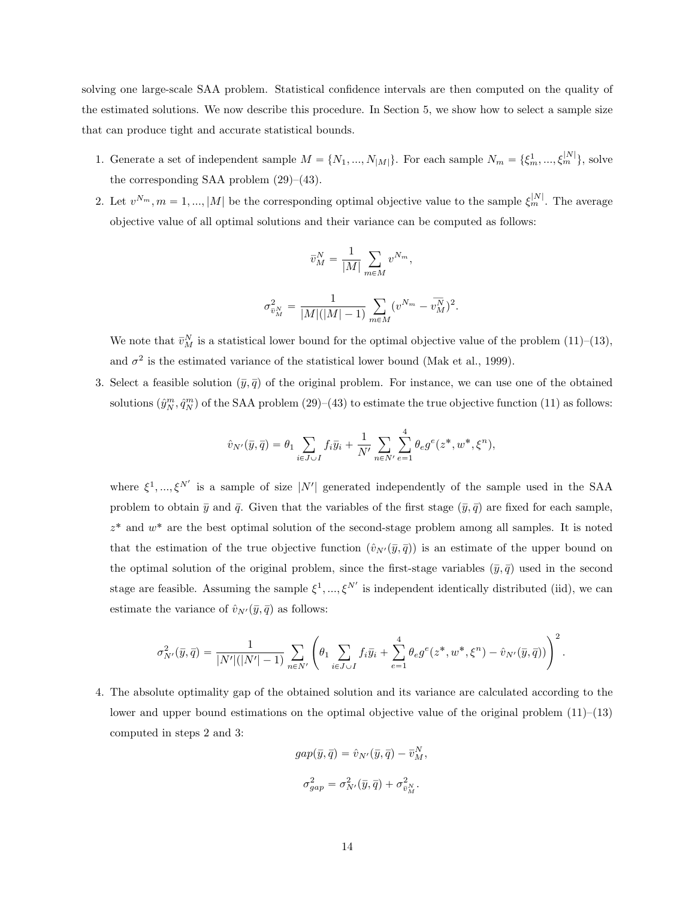solving one large-scale SAA problem. Statistical confidence intervals are then computed on the quality of the estimated solutions. We now describe this procedure. In Section 5, we show how to select a sample size that can produce tight and accurate statistical bounds.

1. Generate a set of independent sample $M = \{N_1, ..., N_{|M|}\}$. For each sample $N_m = \{\xi_m^1, ..., \xi_m^{|N|}\}$, solve the corresponding SAA problem (29)–(43).

2. Let $v^{N_m}, m = 1, ..., |M|$ be the corresponding optimal objective value to the sample $\xi_m^{|N|}$. The average objective value of all optimal solutions and their variance can be computed as follows:

$$\bar{v}_M^N = \frac{1}{|M|} \sum_{m \in M} v^{N_m},$$

$$\sigma^2_{\bar{v}_M^N} = \frac{1}{|M|(|M|-1)} \sum_{m \in M} (v^{N_m} - \overline{v_M^N})^2.$$

We note that $\bar{v}_M^N$ is a statistical lower bound for the optimal objective value of the problem (11)–(13), and $\sigma^2$ is the estimated variance of the statistical lower bound (Mak et al., 1999).

3. Select a feasible solution $(\bar{y}, \bar{q})$ of the original problem. For instance, we can use one of the obtained solutions $(\hat{y}_N^m, \hat{q}_N^m)$ of the SAA problem (29)–(43) to estimate the true objective function (11) as follows:

$$\hat{v}_{N'}(\bar{y}, \bar{q}) = \theta_1 \sum_{i \in J \cup I} f_i \bar{y}_i + \frac{1}{N'} \sum_{n \in N'} \sum_{e=1}^{4} \theta_e g^e(z^*, w^*, \xi^n),$$

where $\xi^1, ..., \xi^{N'}$ is a sample of size $|N'|$ generated independently of the sample used in the SAA problem to obtain $\bar{y}$ and $\bar{q}$. Given that the variables of the first stage $(\bar{y}, \bar{q})$ are fixed for each sample, $z^*$ and $w^*$ are the best optimal solution of the second-stage problem among all samples. It is noted that the estimation of the true objective function $(\hat{v}_{N'}(\bar{y}, \bar{q}))$ is an estimate of the upper bound on the optimal solution of the original problem, since the first-stage variables $(\bar{y}, \bar{q})$ used in the second stage are feasible. Assuming the sample $\xi^1, ..., \xi^{N'}$ is independent identically distributed (iid), we can estimate the variance of $\hat{v}_{N'}(\bar{y}, \bar{q})$ as follows:

$$\sigma^2_{N'}(\bar{y}, \bar{q}) = \frac{1}{|N'|(|N'|-1)} \sum_{n \in N'} \left( \theta_1 \sum_{i \in J \cup I} f_i \bar{y}_i + \sum_{e=1}^{4} \theta_e g^e(z^*, w^*, \xi^n) - \hat{v}_{N'}(\bar{y}, \bar{q}) \right)^2.$$

4. The absolute optimality gap of the obtained solution and its variance are calculated according to the lower and upper bound estimations on the optimal objective value of the original problem (11)–(13) computed in steps 2 and 3:

$$gap(\bar{y}, \bar{q}) = \hat{v}_{N'}(\bar{y}, \bar{q}) - \bar{v}_M^N,$$

$$\sigma^2_{gap} = \sigma^2_{N'}(\bar{y}, \bar{q}) + \sigma^2_{\bar{v}_M^N}.$$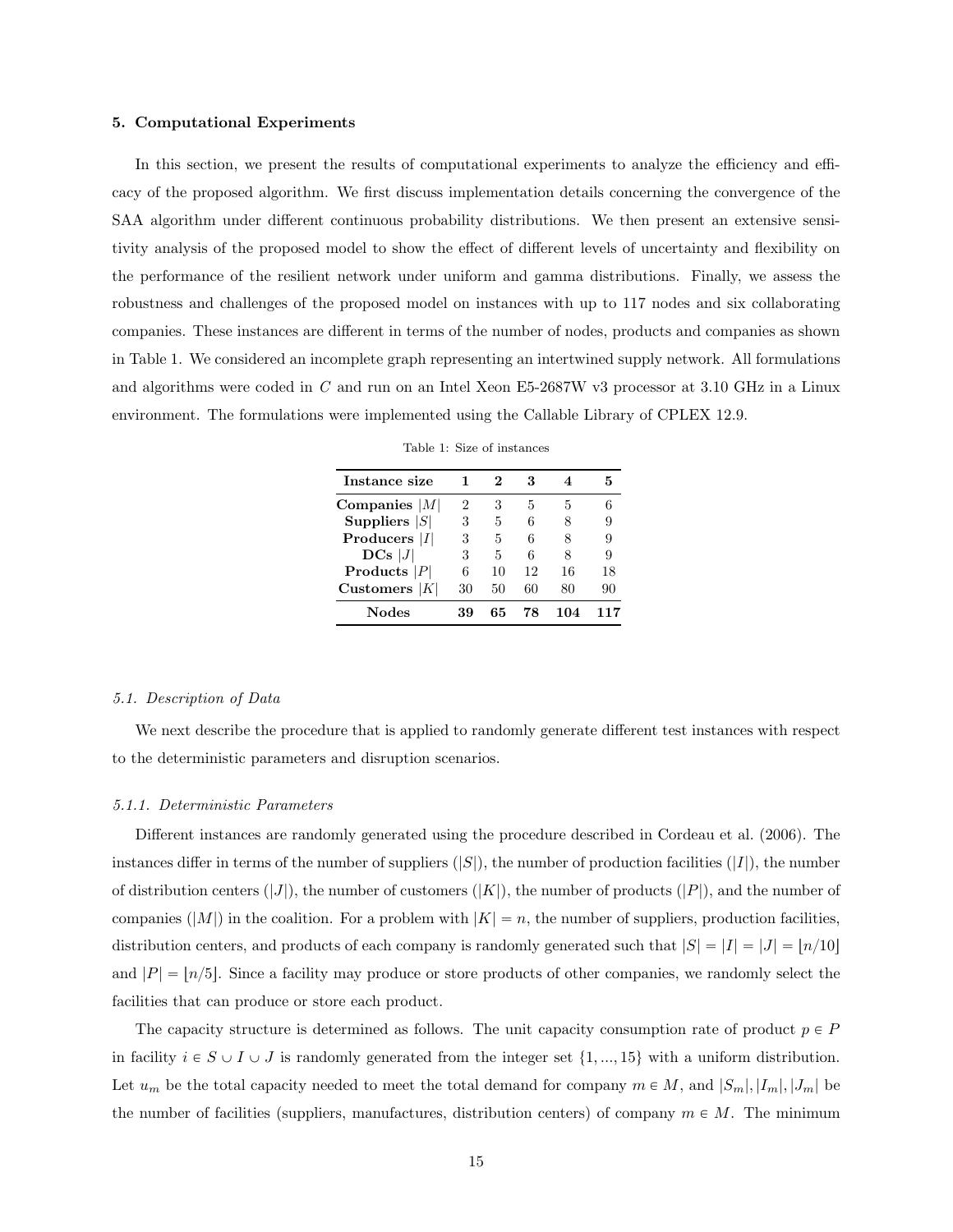### 5. Computational Experiments

In this section, we present the results of computational experiments to analyze the efficiency and efficacy of the proposed algorithm. We first discuss implementation details concerning the convergence of the SAA algorithm under different continuous probability distributions. We then present an extensive sensitivity analysis of the proposed model to show the effect of different levels of uncertainty and flexibility on the performance of the resilient network under uniform and gamma distributions. Finally, we assess the robustness and challenges of the proposed model on instances with up to 117 nodes and six collaborating companies. These instances are different in terms of the number of nodes, products and companies as shown in Table 1. We considered an incomplete graph representing an intertwined supply network. All formulations and algorithms were coded in $C$ and run on an Intel Xeon E5-2687W v3 processor at 3.10 GHz in a Linux environment. The formulations were implemented using the Callable Library of CPLEX 12.9.

Table 1: Size of instances

| **Instance size** | **1** | **2** | **3** | **4** | **5** |
|---|---|---|---|---|---|
| **Companies** $\lvert M \rvert$ | 2 | 3 | 5 | 5 | 6 |
| **Suppliers** $\lvert S \rvert$ | 3 | 5 | 6 | 8 | 9 |
| **Producers** $\lvert I \rvert$ | 3 | 5 | 6 | 8 | 9 |
| **DCs** $\lvert J \rvert$ | 3 | 5 | 6 | 8 | 9 |
| **Products** $\lvert P \rvert$ | 6 | 10 | 12 | 16 | 18 |
| **Customers** $\lvert K \rvert$ | 30 | 50 | 60 | 80 | 90 |
| **Nodes** | **39** | **65** | **78** | **104** | **117** |

#### *5.1. Description of Data*

We next describe the procedure that is applied to randomly generate different test instances with respect to the deterministic parameters and disruption scenarios.

##### *5.1.1. Deterministic Parameters*

Different instances are randomly generated using the procedure described in Cordeau et al. (2006). The instances differ in terms of the number of suppliers ($|S|$), the number of production facilities ($|I|$), the number of distribution centers ($|J|$), the number of customers ($|K|$), the number of products ($|P|$), and the number of companies ($|M|$) in the coalition. For a problem with $|K| = n$, the number of suppliers, production facilities, distribution centers, and products of each company is randomly generated such that $|S| = |I| = |J| = \lfloor n/10 \rfloor$ and $|P| = \lfloor n/5 \rfloor$. Since a facility may produce or store products of other companies, we randomly select the facilities that can produce or store each product.

The capacity structure is determined as follows. The unit capacity consumption rate of product $p \in P$ in facility $i \in S \cup I \cup J$ is randomly generated from the integer set $\{1, ..., 15\}$ with a uniform distribution. Let $u_m$ be the total capacity needed to meet the total demand for company $m \in M$, and $|S_m|, |I_m|, |J_m|$ be the number of facilities (suppliers, manufactures, distribution centers) of company $m \in M$. The minimum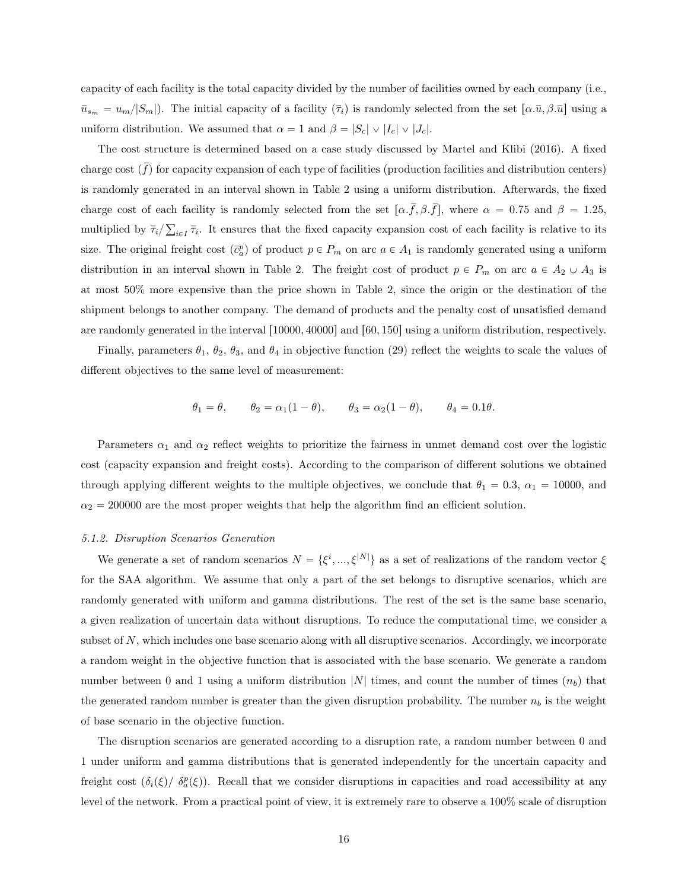capacity of each facility is the total capacity divided by the number of facilities owned by each company (i.e., $\bar{u}_{s_m} = u_m/|S_m|$). The initial capacity of a facility ($\bar{\tau}_i$) is randomly selected from the set $[\alpha.\bar{u}, \beta.\bar{u}]$ using a uniform distribution. We assumed that $\alpha = 1$ and $\beta = |S_c| \vee |I_c| \vee |J_c|$.

The cost structure is determined based on a case study discussed by Martel and Klibi (2016). A fixed charge cost ($\bar{f}$) for capacity expansion of each type of facilities (production facilities and distribution centers) is randomly generated in an interval shown in Table 2 using a uniform distribution. Afterwards, the fixed charge cost of each facility is randomly selected from the set $[\alpha.\bar{f}, \beta.\bar{f}]$, where $\alpha = 0.75$ and $\beta = 1.25$, multiplied by $\bar{\tau}_i/\sum_{i\in I}\bar{\tau}_i$. It ensures that the fixed capacity expansion cost of each facility is relative to its size. The original freight cost ($\bar{c}_a^p$) of product $p \in P_m$ on arc $a \in A_1$ is randomly generated using a uniform distribution in an interval shown in Table 2. The freight cost of product $p \in P_m$ on arc $a \in A_2 \cup A_3$ is at most 50% more expensive than the price shown in Table 2, since the origin or the destination of the shipment belongs to another company. The demand of products and the penalty cost of unsatisfied demand are randomly generated in the interval $[10000, 40000]$ and $[60, 150]$ using a uniform distribution, respectively.

Finally, parameters $\theta_1$, $\theta_2$, $\theta_3$, and $\theta_4$ in objective function (29) reflect the weights to scale the values of different objectives to the same level of measurement:

$$\theta_1 = \theta, \qquad \theta_2 = \alpha_1(1-\theta), \qquad \theta_3 = \alpha_2(1-\theta), \qquad \theta_4 = 0.1\theta.$$

Parameters $\alpha_1$ and $\alpha_2$ reflect weights to prioritize the fairness in unmet demand cost over the logistic cost (capacity expansion and freight costs). According to the comparison of different solutions we obtained through applying different weights to the multiple objectives, we conclude that $\theta_1 = 0.3$, $\alpha_1 = 10000$, and $\alpha_2 = 200000$ are the most proper weights that help the algorithm find an efficient solution.

### *5.1.2. Disruption Scenarios Generation*

We generate a set of random scenarios $N = \{\xi^i, ..., \xi^{|N|}\}$ as a set of realizations of the random vector $\xi$ for the SAA algorithm. We assume that only a part of the set belongs to disruptive scenarios, which are randomly generated with uniform and gamma distributions. The rest of the set is the same base scenario, a given realization of uncertain data without disruptions. To reduce the computational time, we consider a subset of $N$, which includes one base scenario along with all disruptive scenarios. Accordingly, we incorporate a random weight in the objective function that is associated with the base scenario. We generate a random number between 0 and 1 using a uniform distribution $|N|$ times, and count the number of times ($n_b$) that the generated random number is greater than the given disruption probability. The number $n_b$ is the weight of base scenario in the objective function.

The disruption scenarios are generated according to a disruption rate, a random number between 0 and 1 under uniform and gamma distributions that is generated independently for the uncertain capacity and freight cost ($\delta_i(\xi)$/ $\delta_a^p(\xi)$). Recall that we consider disruptions in capacities and road accessibility at any level of the network. From a practical point of view, it is extremely rare to observe a 100% scale of disruption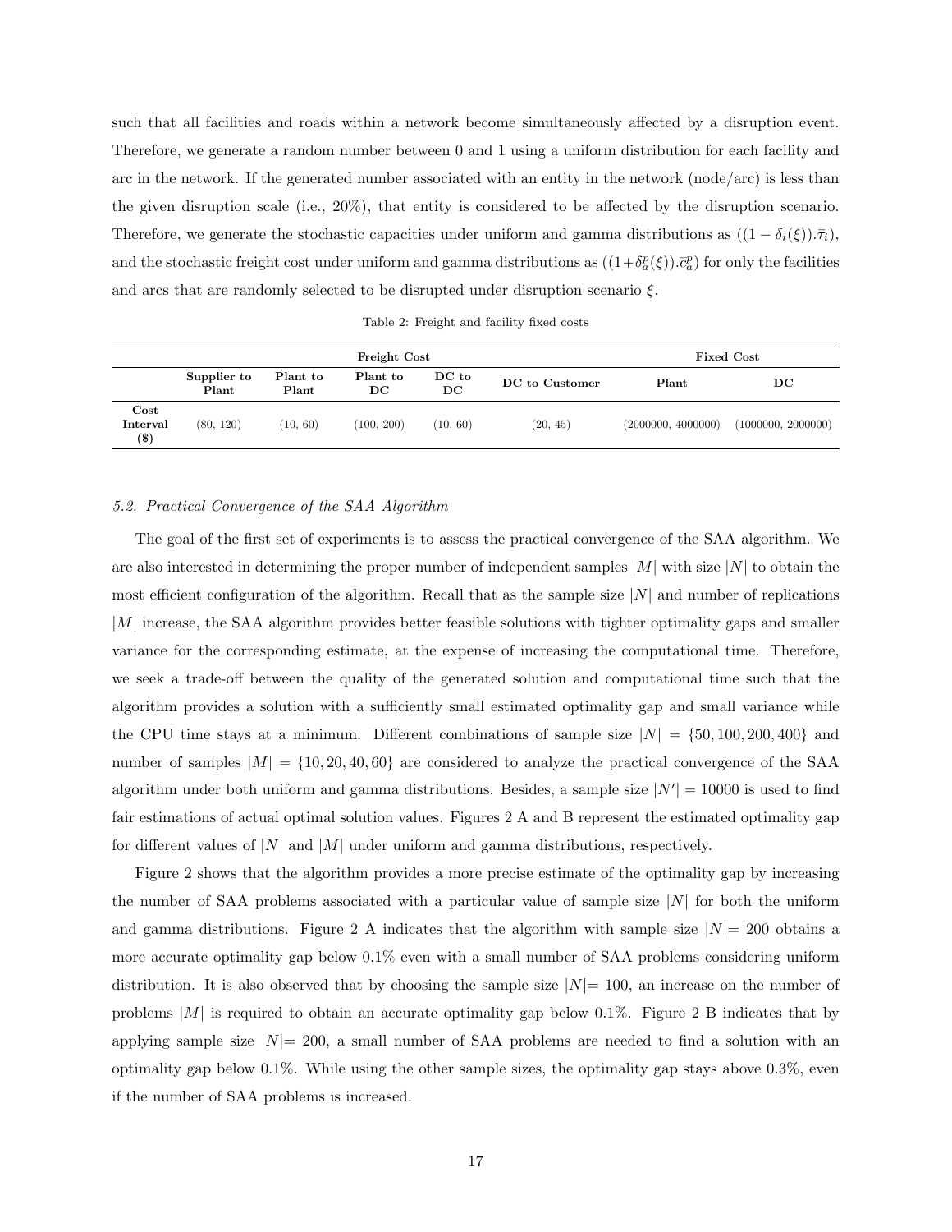such that all facilities and roads within a network become simultaneously affected by a disruption event. Therefore, we generate a random number between 0 and 1 using a uniform distribution for each facility and arc in the network. If the generated number associated with an entity in the network (node/arc) is less than the given disruption scale (i.e., 20%), that entity is considered to be affected by the disruption scenario. Therefore, we generate the stochastic capacities under uniform and gamma distributions as $((1 - \delta_i(\xi)).\bar{\tau}_i)$, and the stochastic freight cost under uniform and gamma distributions as $((1+\delta_a^p(\xi)).\bar{c}_a^p)$ for only the facilities and arcs that are randomly selected to be disrupted under disruption scenario $\xi$.

Table 2: Freight and facility fixed costs

| | Freight Cost | | | | | Fixed Cost | |
|---|---|---|---|---|---|---|---|
| | **Supplier to Plant** | **Plant to Plant** | **Plant to DC** | **DC to DC** | **DC to Customer** | **Plant** | **DC** |
| **Cost Interval (\$)** | (80, 120) | (10, 60) | (100, 200) | (10, 60) | (20, 45) | (2000000, 4000000) | (1000000, 2000000) |

### 5.2. Practical Convergence of the SAA Algorithm

The goal of the first set of experiments is to assess the practical convergence of the SAA algorithm. We are also interested in determining the proper number of independent samples $|M|$ with size $|N|$ to obtain the most efficient configuration of the algorithm. Recall that as the sample size $|N|$ and number of replications $|M|$ increase, the SAA algorithm provides better feasible solutions with tighter optimality gaps and smaller variance for the corresponding estimate, at the expense of increasing the computational time. Therefore, we seek a trade-off between the quality of the generated solution and computational time such that the algorithm provides a solution with a sufficiently small estimated optimality gap and small variance while the CPU time stays at a minimum. Different combinations of sample size $|N| = \{50, 100, 200, 400\}$ and number of samples $|M| = \{10, 20, 40, 60\}$ are considered to analyze the practical convergence of the SAA algorithm under both uniform and gamma distributions. Besides, a sample size $|N'| = 10000$ is used to find fair estimations of actual optimal solution values. Figures 2 A and B represent the estimated optimality gap for different values of $|N|$ and $|M|$ under uniform and gamma distributions, respectively.

Figure 2 shows that the algorithm provides a more precise estimate of the optimality gap by increasing the number of SAA problems associated with a particular value of sample size $|N|$ for both the uniform and gamma distributions. Figure 2 A indicates that the algorithm with sample size $|N|= 200$ obtains a more accurate optimality gap below 0.1% even with a small number of SAA problems considering uniform distribution. It is also observed that by choosing the sample size $|N|= 100$, an increase on the number of problems $|M|$ is required to obtain an accurate optimality gap below 0.1%. Figure 2 B indicates that by applying sample size $|N|= 200$, a small number of SAA problems are needed to find a solution with an optimality gap below 0.1%. While using the other sample sizes, the optimality gap stays above 0.3%, even if the number of SAA problems is increased.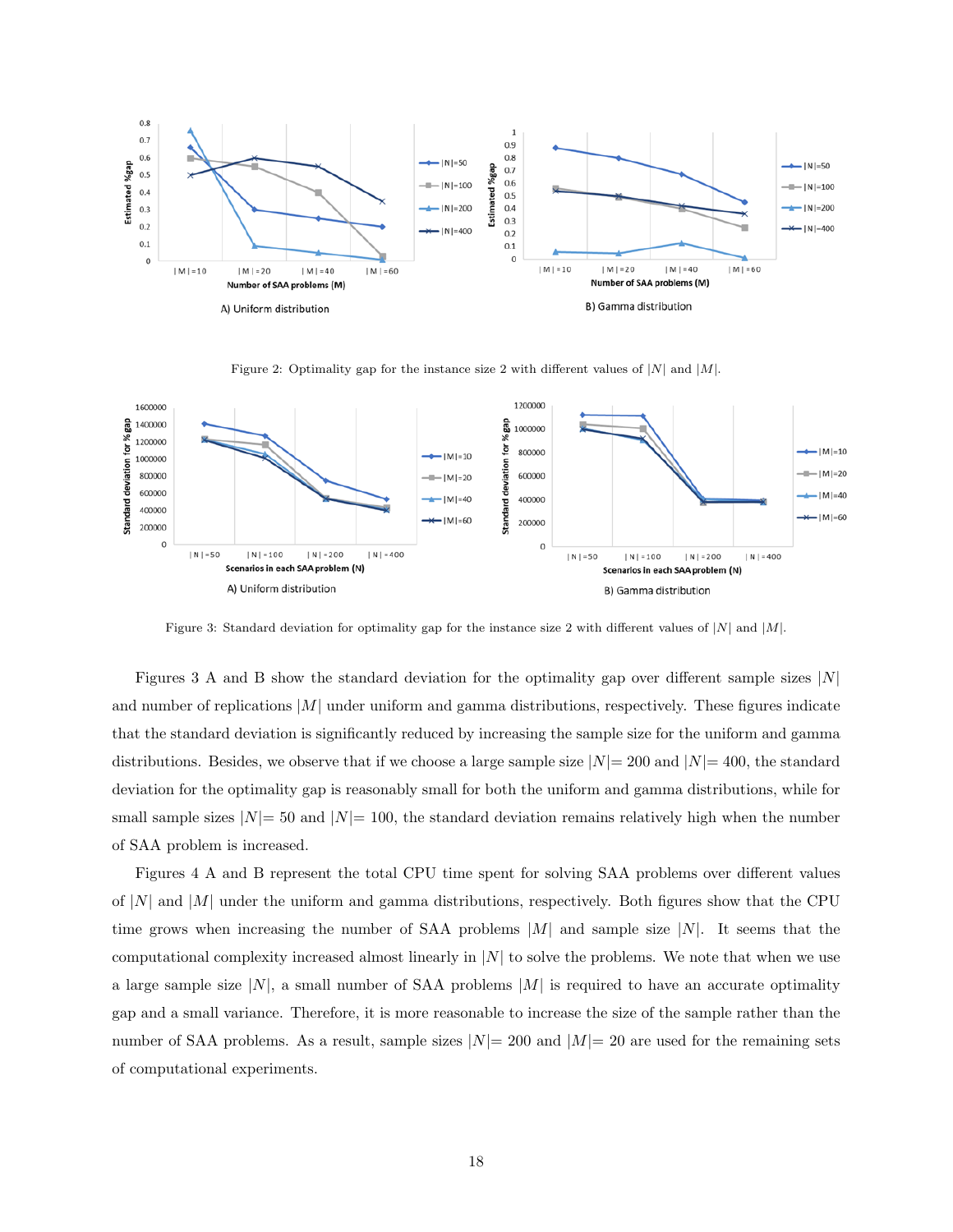Figure 2: Optimality gap for the instance size 2 with different values of $|N|$ and $|M|$.

Figure 3: Standard deviation for optimality gap for the instance size 2 with different values of $|N|$ and $|M|$.

Figures 3 A and B show the standard deviation for the optimality gap over different sample sizes $|N|$ and number of replications $|M|$ under uniform and gamma distributions, respectively. These figures indicate that the standard deviation is significantly reduced by increasing the sample size for the uniform and gamma distributions. Besides, we observe that if we choose a large sample size $|N|= 200$ and $|N|= 400$, the standard deviation for the optimality gap is reasonably small for both the uniform and gamma distributions, while for small sample sizes $|N|= 50$ and $|N|= 100$, the standard deviation remains relatively high when the number of SAA problem is increased.

Figures 4 A and B represent the total CPU time spent for solving SAA problems over different values of $|N|$ and $|M|$ under the uniform and gamma distributions, respectively. Both figures show that the CPU time grows when increasing the number of SAA problems $|M|$ and sample size $|N|$. It seems that the computational complexity increased almost linearly in $|N|$ to solve the problems. We note that when we use a large sample size $|N|$, a small number of SAA problems $|M|$ is required to have an accurate optimality gap and a small variance. Therefore, it is more reasonable to increase the size of the sample rather than the number of SAA problems. As a result, sample sizes $|N|= 200$ and $|M|= 20$ are used for the remaining sets of computational experiments.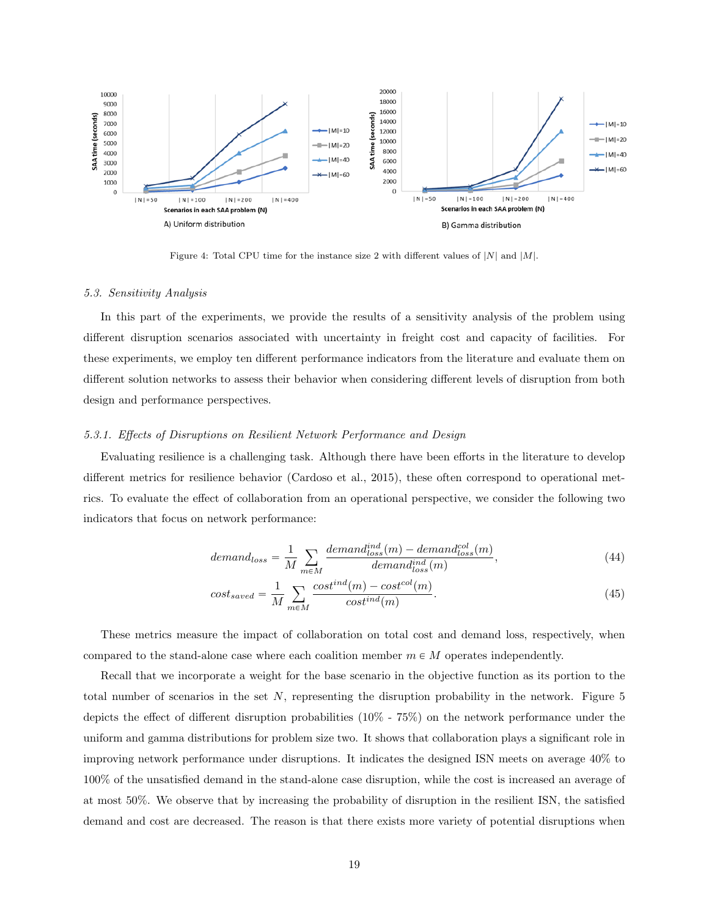Figure 4: Total CPU time for the instance size 2 with different values of $|N|$ and $|M|$.

### 5.3. Sensitivity Analysis

In this part of the experiments, we provide the results of a sensitivity analysis of the problem using different disruption scenarios associated with uncertainty in freight cost and capacity of facilities. For these experiments, we employ ten different performance indicators from the literature and evaluate them on different solution networks to assess their behavior when considering different levels of disruption from both design and performance perspectives.

#### 5.3.1. Effects of Disruptions on Resilient Network Performance and Design

Evaluating resilience is a challenging task. Although there have been efforts in the literature to develop different metrics for resilience behavior (Cardoso et al., 2015), these often correspond to operational metrics. To evaluate the effect of collaboration from an operational perspective, we consider the following two indicators that focus on network performance:

$$demand_{loss} = \frac{1}{M} \sum_{m \in M} \frac{demand^{ind}_{loss}(m) - demand^{col}_{loss}(m)}{demand^{ind}_{loss}(m)}, \tag{44}$$

$$cost_{saved} = \frac{1}{M} \sum_{m \in M} \frac{cost^{ind}(m) - cost^{col}(m)}{cost^{ind}(m)}. \tag{45}$$

These metrics measure the impact of collaboration on total cost and demand loss, respectively, when compared to the stand-alone case where each coalition member $m \in M$ operates independently.

Recall that we incorporate a weight for the base scenario in the objective function as its portion to the total number of scenarios in the set $N$, representing the disruption probability in the network. Figure 5 depicts the effect of different disruption probabilities (10% - 75%) on the network performance under the uniform and gamma distributions for problem size two. It shows that collaboration plays a significant role in improving network performance under disruptions. It indicates the designed ISN meets on average 40% to 100% of the unsatisfied demand in the stand-alone case disruption, while the cost is increased an average of at most 50%. We observe that by increasing the probability of disruption in the resilient ISN, the satisfied demand and cost are decreased. The reason is that there exists more variety of potential disruptions when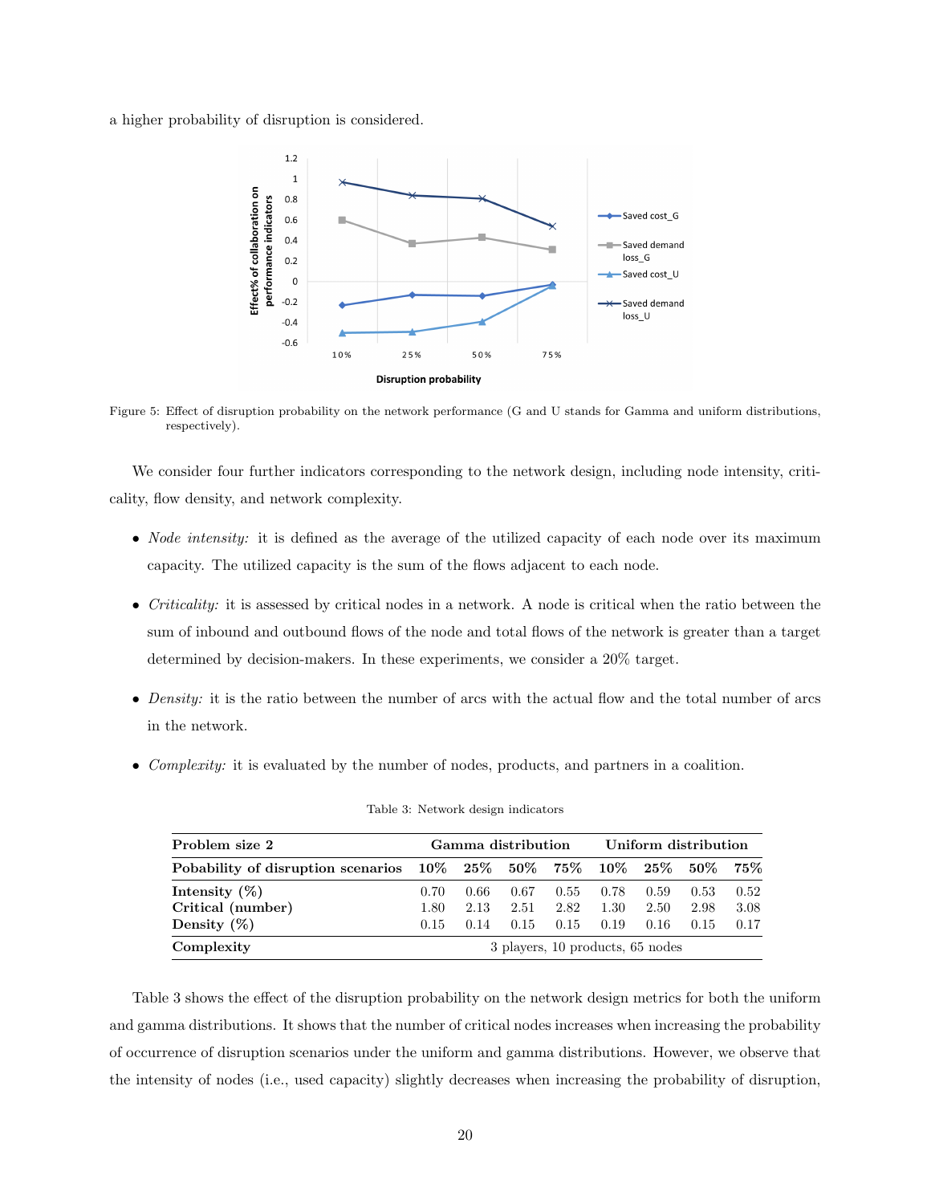a higher probability of disruption is considered.

Figure 5: Effect of disruption probability on the network performance (G and U stands for Gamma and uniform distributions, respectively).

We consider four further indicators corresponding to the network design, including node intensity, criticality, flow density, and network complexity.

- *Node intensity:* it is defined as the average of the utilized capacity of each node over its maximum capacity. The utilized capacity is the sum of the flows adjacent to each node.
- *Criticality:* it is assessed by critical nodes in a network. A node is critical when the ratio between the sum of inbound and outbound flows of the node and total flows of the network is greater than a target determined by decision-makers. In these experiments, we consider a 20% target.
- *Density:* it is the ratio between the number of arcs with the actual flow and the total number of arcs in the network.
- *Complexity:* it is evaluated by the number of nodes, products, and partners in a coalition.

Table 3: Network design indicators

| **Problem size 2** | **Gamma distribution** | | | | **Uniform distribution** | | | |
|---|---|---|---|---|---|---|---|---|
| **Pobability of disruption scenarios** | **10%** | **25%** | **50%** | **75%** | **10%** | **25%** | **50%** | **75%** |
| **Intensity (%)** | 0.70 | 0.66 | 0.67 | 0.55 | 0.78 | 0.59 | 0.53 | 0.52 |
| **Critical (number)** | 1.80 | 2.13 | 2.51 | 2.82 | 1.30 | 2.50 | 2.98 | 3.08 |
| **Density (%)** | 0.15 | 0.14 | 0.15 | 0.15 | 0.19 | 0.16 | 0.15 | 0.17 |
| **Complexity** | 3 players, 10 products, 65 nodes | | | | | | | |

Table 3 shows the effect of the disruption probability on the network design metrics for both the uniform and gamma distributions. It shows that the number of critical nodes increases when increasing the probability of occurrence of disruption scenarios under the uniform and gamma distributions. However, we observe that the intensity of nodes (i.e., used capacity) slightly decreases when increasing the probability of disruption,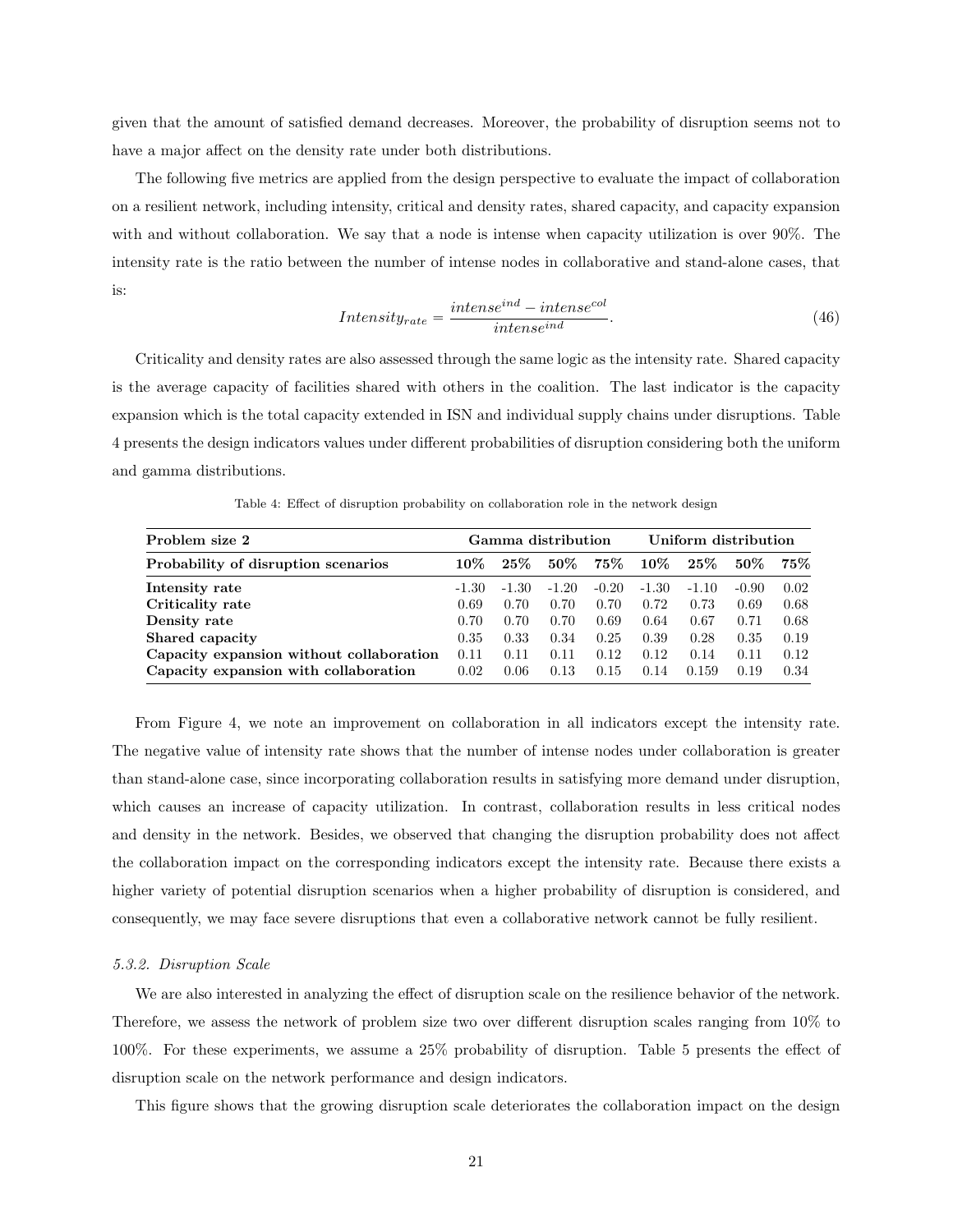given that the amount of satisfied demand decreases. Moreover, the probability of disruption seems not to have a major affect on the density rate under both distributions.

The following five metrics are applied from the design perspective to evaluate the impact of collaboration on a resilient network, including intensity, critical and density rates, shared capacity, and capacity expansion with and without collaboration. We say that a node is intense when capacity utilization is over 90%. The intensity rate is the ratio between the number of intense nodes in collaborative and stand-alone cases, that is:

$$Intensity_{rate} = \frac{intense^{ind} - intense^{col}}{intense^{ind}}. \tag{46}$$

Criticality and density rates are also assessed through the same logic as the intensity rate. Shared capacity is the average capacity of facilities shared with others in the coalition. The last indicator is the capacity expansion which is the total capacity extended in ISN and individual supply chains under disruptions. Table 4 presents the design indicators values under different probabilities of disruption considering both the uniform and gamma distributions.

Table 4: Effect of disruption probability on collaboration role in the network design

| **Problem size 2** | **Gamma distribution** | | | | **Uniform distribution** | | | |
|---|---|---|---|---|---|---|---|---|
| **Probability of disruption scenarios** | **10%** | **25%** | **50%** | **75%** | **10%** | **25%** | **50%** | **75%** |
| **Intensity rate** | -1.30 | -1.30 | -1.20 | -0.20 | -1.30 | -1.10 | -0.90 | 0.02 |
| **Criticality rate** | 0.69 | 0.70 | 0.70 | 0.70 | 0.72 | 0.73 | 0.69 | 0.68 |
| **Density rate** | 0.70 | 0.70 | 0.70 | 0.69 | 0.64 | 0.67 | 0.71 | 0.68 |
| **Shared capacity** | 0.35 | 0.33 | 0.34 | 0.25 | 0.39 | 0.28 | 0.35 | 0.19 |
| **Capacity expansion without collaboration** | 0.11 | 0.11 | 0.11 | 0.12 | 0.12 | 0.14 | 0.11 | 0.12 |
| **Capacity expansion with collaboration** | 0.02 | 0.06 | 0.13 | 0.15 | 0.14 | 0.159 | 0.19 | 0.34 |

From Figure 4, we note an improvement on collaboration in all indicators except the intensity rate. The negative value of intensity rate shows that the number of intense nodes under collaboration is greater than stand-alone case, since incorporating collaboration results in satisfying more demand under disruption, which causes an increase of capacity utilization. In contrast, collaboration results in less critical nodes and density in the network. Besides, we observed that changing the disruption probability does not affect the collaboration impact on the corresponding indicators except the intensity rate. Because there exists a higher variety of potential disruption scenarios when a higher probability of disruption is considered, and consequently, we may face severe disruptions that even a collaborative network cannot be fully resilient.

#### *5.3.2. Disruption Scale*

We are also interested in analyzing the effect of disruption scale on the resilience behavior of the network. Therefore, we assess the network of problem size two over different disruption scales ranging from 10% to 100%. For these experiments, we assume a 25% probability of disruption. Table 5 presents the effect of disruption scale on the network performance and design indicators.

This figure shows that the growing disruption scale deteriorates the collaboration impact on the design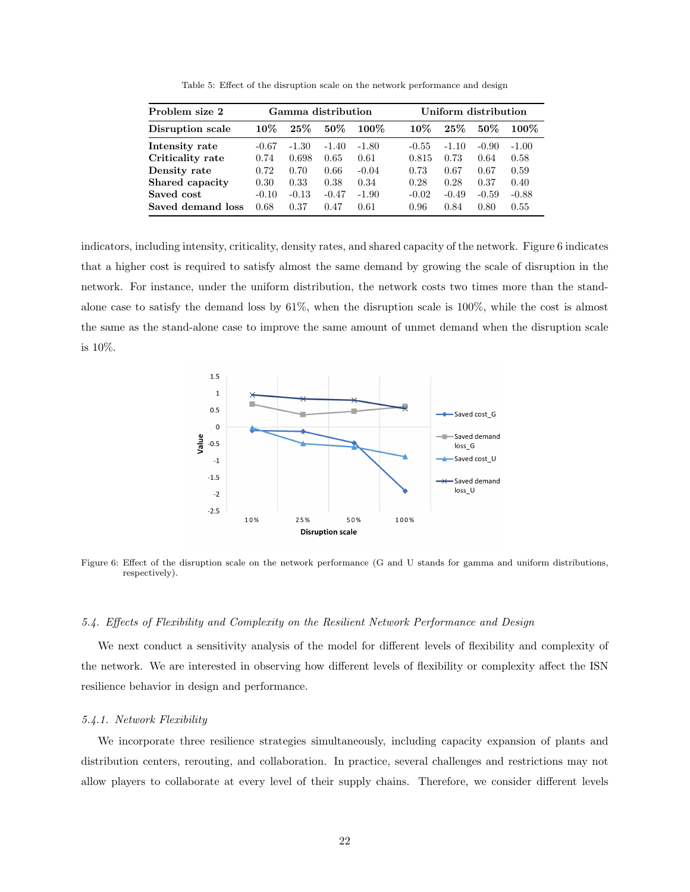Table 5: Effect of the disruption scale on the network performance and design

| **Problem size 2** | **Gamma distribution** | | | | **Uniform distribution** | | | |
|---|---|---|---|---|---|---|---|---|
| **Disruption scale** | **10%** | **25%** | **50%** | **100%** | **10%** | **25%** | **50%** | **100%** |
| **Intensity rate** | -0.67 | -1.30 | -1.40 | -1.80 | -0.55 | -1.10 | -0.90 | -1.00 |
| **Criticality rate** | 0.74 | 0.698 | 0.65 | 0.61 | 0.815 | 0.73 | 0.64 | 0.58 |
| **Density rate** | 0.72 | 0.70 | 0.66 | -0.04 | 0.73 | 0.67 | 0.67 | 0.59 |
| **Shared capacity** | 0.30 | 0.33 | 0.38 | 0.34 | 0.28 | 0.28 | 0.37 | 0.40 |
| **Saved cost** | -0.10 | -0.13 | -0.47 | -1.90 | -0.02 | -0.49 | -0.59 | -0.88 |
| **Saved demand loss** | 0.68 | 0.37 | 0.47 | 0.61 | 0.96 | 0.84 | 0.80 | 0.55 |

indicators, including intensity, criticality, density rates, and shared capacity of the network. Figure 6 indicates that a higher cost is required to satisfy almost the same demand by growing the scale of disruption in the network. For instance, under the uniform distribution, the network costs two times more than the stand-alone case to satisfy the demand loss by 61%, when the disruption scale is 100%, while the cost is almost the same as the stand-alone case to improve the same amount of unmet demand when the disruption scale is 10%.

Figure 6: Effect of the disruption scale on the network performance (G and U stands for gamma and uniform distributions, respectively).

### *5.4. Effects of Flexibility and Complexity on the Resilient Network Performance and Design*

We next conduct a sensitivity analysis of the model for different levels of flexibility and complexity of the network. We are interested in observing how different levels of flexibility or complexity affect the ISN resilience behavior in design and performance.

#### *5.4.1. Network Flexibility*

We incorporate three resilience strategies simultaneously, including capacity expansion of plants and distribution centers, rerouting, and collaboration. In practice, several challenges and restrictions may not allow players to collaborate at every level of their supply chains. Therefore, we consider different levels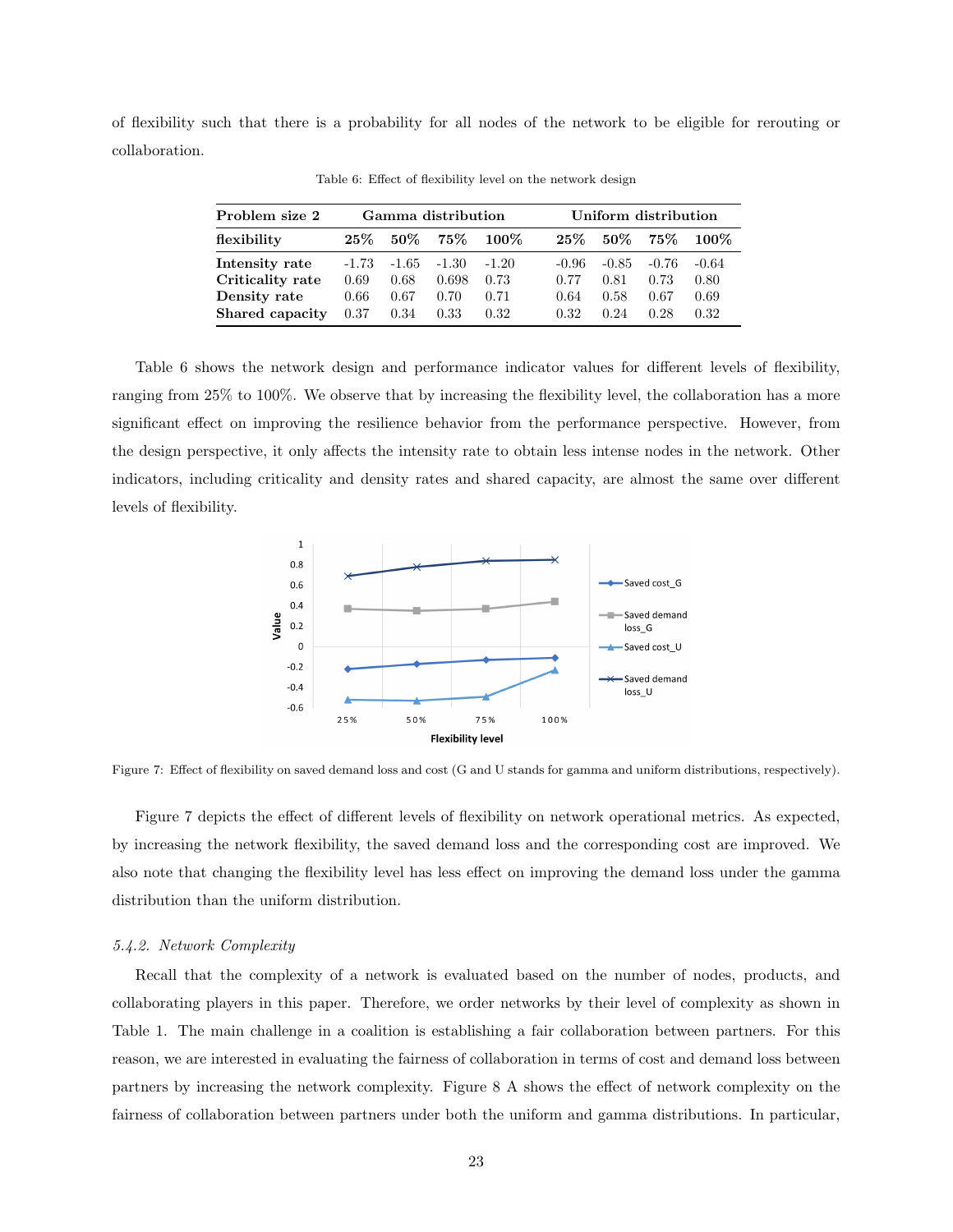of flexibility such that there is a probability for all nodes of the network to be eligible for rerouting or collaboration.

Table 6: Effect of flexibility level on the network design

| **Problem size 2** | **Gamma distribution** | | | | **Uniform distribution** | | | |
|---|---|---|---|---|---|---|---|---|
| **flexibility** | **25%** | **50%** | **75%** | **100%** | **25%** | **50%** | **75%** | **100%** |
| **Intensity rate** | -1.73 | -1.65 | -1.30 | -1.20 | -0.96 | -0.85 | -0.76 | -0.64 |
| **Criticality rate** | 0.69 | 0.68 | 0.698 | 0.73 | 0.77 | 0.81 | 0.73 | 0.80 |
| **Density rate** | 0.66 | 0.67 | 0.70 | 0.71 | 0.64 | 0.58 | 0.67 | 0.69 |
| **Shared capacity** | 0.37 | 0.34 | 0.33 | 0.32 | 0.32 | 0.24 | 0.28 | 0.32 |

Table 6 shows the network design and performance indicator values for different levels of flexibility, ranging from 25% to 100%. We observe that by increasing the flexibility level, the collaboration has a more significant effect on improving the resilience behavior from the performance perspective. However, from the design perspective, it only affects the intensity rate to obtain less intense nodes in the network. Other indicators, including criticality and density rates and shared capacity, are almost the same over different levels of flexibility.

Figure 7: Effect of flexibility on saved demand loss and cost (G and U stands for gamma and uniform distributions, respectively).

Figure 7 depicts the effect of different levels of flexibility on network operational metrics. As expected, by increasing the network flexibility, the saved demand loss and the corresponding cost are improved. We also note that changing the flexibility level has less effect on improving the demand loss under the gamma distribution than the uniform distribution.

### *5.4.2. Network Complexity*

Recall that the complexity of a network is evaluated based on the number of nodes, products, and collaborating players in this paper. Therefore, we order networks by their level of complexity as shown in Table 1. The main challenge in a coalition is establishing a fair collaboration between partners. For this reason, we are interested in evaluating the fairness of collaboration in terms of cost and demand loss between partners by increasing the network complexity. Figure 8 A shows the effect of network complexity on the fairness of collaboration between partners under both the uniform and gamma distributions. In particular,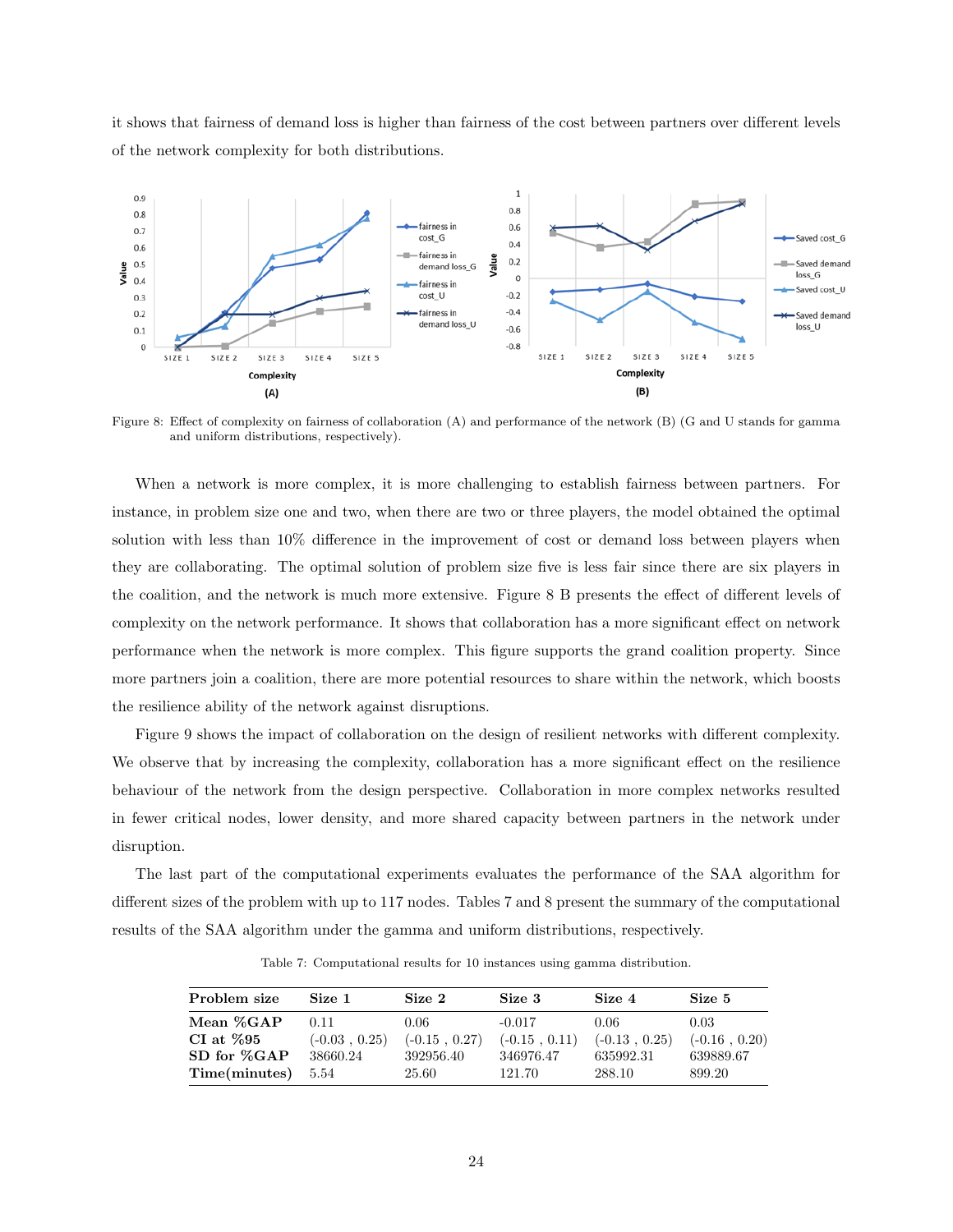it shows that fairness of demand loss is higher than fairness of the cost between partners over different levels of the network complexity for both distributions.

Figure 8: Effect of complexity on fairness of collaboration (A) and performance of the network (B) (G and U stands for gamma and uniform distributions, respectively).

When a network is more complex, it is more challenging to establish fairness between partners. For instance, in problem size one and two, when there are two or three players, the model obtained the optimal solution with less than 10% difference in the improvement of cost or demand loss between players when they are collaborating. The optimal solution of problem size five is less fair since there are six players in the coalition, and the network is much more extensive. Figure 8 B presents the effect of different levels of complexity on the network performance. It shows that collaboration has a more significant effect on network performance when the network is more complex. This figure supports the grand coalition property. Since more partners join a coalition, there are more potential resources to share within the network, which boosts the resilience ability of the network against disruptions.

Figure 9 shows the impact of collaboration on the design of resilient networks with different complexity. We observe that by increasing the complexity, collaboration has a more significant effect on the resilience behaviour of the network from the design perspective. Collaboration in more complex networks resulted in fewer critical nodes, lower density, and more shared capacity between partners in the network under disruption.

The last part of the computational experiments evaluates the performance of the SAA algorithm for different sizes of the problem with up to 117 nodes. Tables 7 and 8 present the summary of the computational results of the SAA algorithm under the gamma and uniform distributions, respectively.

Table 7: Computational results for 10 instances using gamma distribution.

| Problem size | Size 1 | Size 2 | Size 3 | Size 4 | Size 5 |
|---|---|---|---|---|---|
| **Mean %GAP** | 0.11 | 0.06 | -0.017 | 0.06 | 0.03 |
| **CI at %95** | (-0.03 , 0.25) | (-0.15 , 0.27) | (-0.15 , 0.11) | (-0.13 , 0.25) | (-0.16 , 0.20) |
| **SD for %GAP** | 38660.24 | 392956.40 | 346976.47 | 635992.31 | 639889.67 |
| **Time(minutes)** | 5.54 | 25.60 | 121.70 | 288.10 | 899.20 |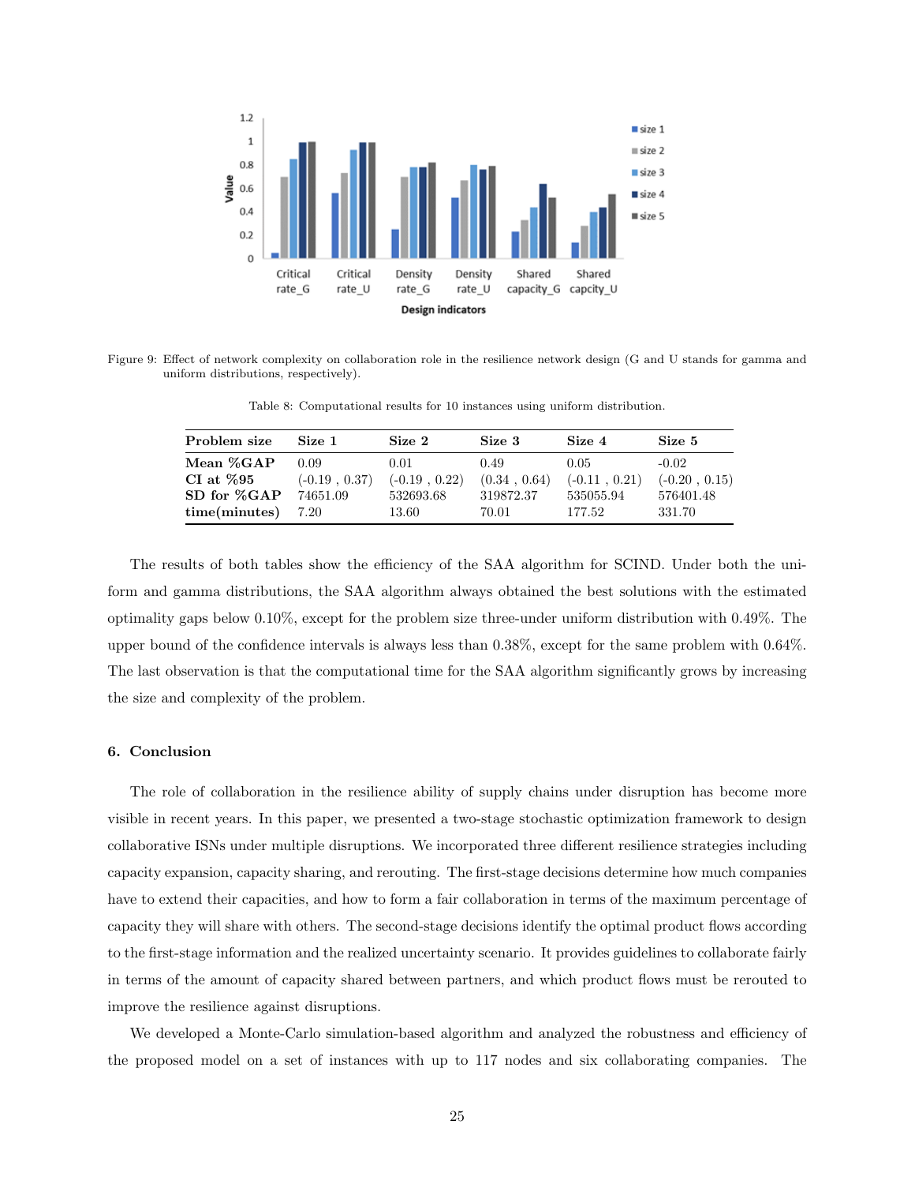Figure 9: Effect of network complexity on collaboration role in the resilience network design (G and U stands for gamma and uniform distributions, respectively).

Table 8: Computational results for 10 instances using uniform distribution.

| Problem size | Size 1 | Size 2 | Size 3 | Size 4 | Size 5 |
|---|---|---|---|---|---|
| **Mean %GAP** | 0.09 | 0.01 | 0.49 | 0.05 | -0.02 |
| **CI at %95** | (-0.19 , 0.37) | (-0.19 , 0.22) | (0.34 , 0.64) | (-0.11 , 0.21) | (-0.20 , 0.15) |
| **SD for %GAP** | 74651.09 | 532693.68 | 319872.37 | 535055.94 | 576401.48 |
| **time(minutes)** | 7.20 | 13.60 | 70.01 | 177.52 | 331.70 |

The results of both tables show the efficiency of the SAA algorithm for SCIND. Under both the uniform and gamma distributions, the SAA algorithm always obtained the best solutions with the estimated optimality gaps below 0.10%, except for the problem size three-under uniform distribution with 0.49%. The upper bound of the confidence intervals is always less than 0.38%, except for the same problem with 0.64%. The last observation is that the computational time for the SAA algorithm significantly grows by increasing the size and complexity of the problem.

## 6. Conclusion

The role of collaboration in the resilience ability of supply chains under disruption has become more visible in recent years. In this paper, we presented a two-stage stochastic optimization framework to design collaborative ISNs under multiple disruptions. We incorporated three different resilience strategies including capacity expansion, capacity sharing, and rerouting. The first-stage decisions determine how much companies have to extend their capacities, and how to form a fair collaboration in terms of the maximum percentage of capacity they will share with others. The second-stage decisions identify the optimal product flows according to the first-stage information and the realized uncertainty scenario. It provides guidelines to collaborate fairly in terms of the amount of capacity shared between partners, and which product flows must be rerouted to improve the resilience against disruptions.

We developed a Monte-Carlo simulation-based algorithm and analyzed the robustness and efficiency of the proposed model on a set of instances with up to 117 nodes and six collaborating companies. The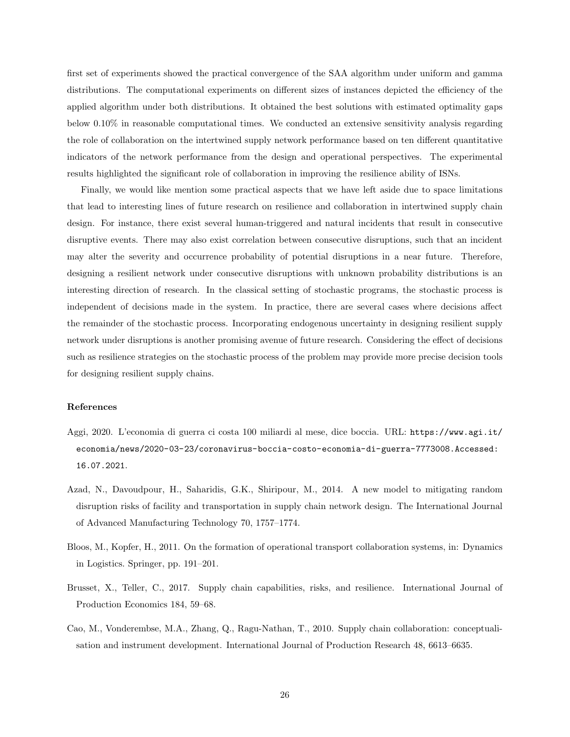first set of experiments showed the practical convergence of the SAA algorithm under uniform and gamma distributions. The computational experiments on different sizes of instances depicted the efficiency of the applied algorithm under both distributions. It obtained the best solutions with estimated optimality gaps below 0.10% in reasonable computational times. We conducted an extensive sensitivity analysis regarding the role of collaboration on the intertwined supply network performance based on ten different quantitative indicators of the network performance from the design and operational perspectives. The experimental results highlighted the significant role of collaboration in improving the resilience ability of ISNs.

Finally, we would like mention some practical aspects that we have left aside due to space limitations that lead to interesting lines of future research on resilience and collaboration in intertwined supply chain design. For instance, there exist several human-triggered and natural incidents that result in consecutive disruptive events. There may also exist correlation between consecutive disruptions, such that an incident may alter the severity and occurrence probability of potential disruptions in a near future. Therefore, designing a resilient network under consecutive disruptions with unknown probability distributions is an interesting direction of research. In the classical setting of stochastic programs, the stochastic process is independent of decisions made in the system. In practice, there are several cases where decisions affect the remainder of the stochastic process. Incorporating endogenous uncertainty in designing resilient supply network under disruptions is another promising avenue of future research. Considering the effect of decisions such as resilience strategies on the stochastic process of the problem may provide more precise decision tools for designing resilient supply chains.

## References

Aggi, 2020. L'economia di guerra ci costa 100 miliardi al mese, dice boccia. URL: https://www.agi.it/economia/news/2020-03-23/coronavirus-boccia-costo-economia-di-guerra-7773008.Accessed:16.07.2021.

Azad, N., Davoudpour, H., Saharidis, G.K., Shiripour, M., 2014. A new model to mitigating random disruption risks of facility and transportation in supply chain network design. The International Journal of Advanced Manufacturing Technology 70, 1757–1774.

Bloos, M., Kopfer, H., 2011. On the formation of operational transport collaboration systems, in: Dynamics in Logistics. Springer, pp. 191–201.

Brusset, X., Teller, C., 2017. Supply chain capabilities, risks, and resilience. International Journal of Production Economics 184, 59–68.

Cao, M., Vonderembse, M.A., Zhang, Q., Ragu-Nathan, T., 2010. Supply chain collaboration: conceptualisation and instrument development. International Journal of Production Research 48, 6613–6635.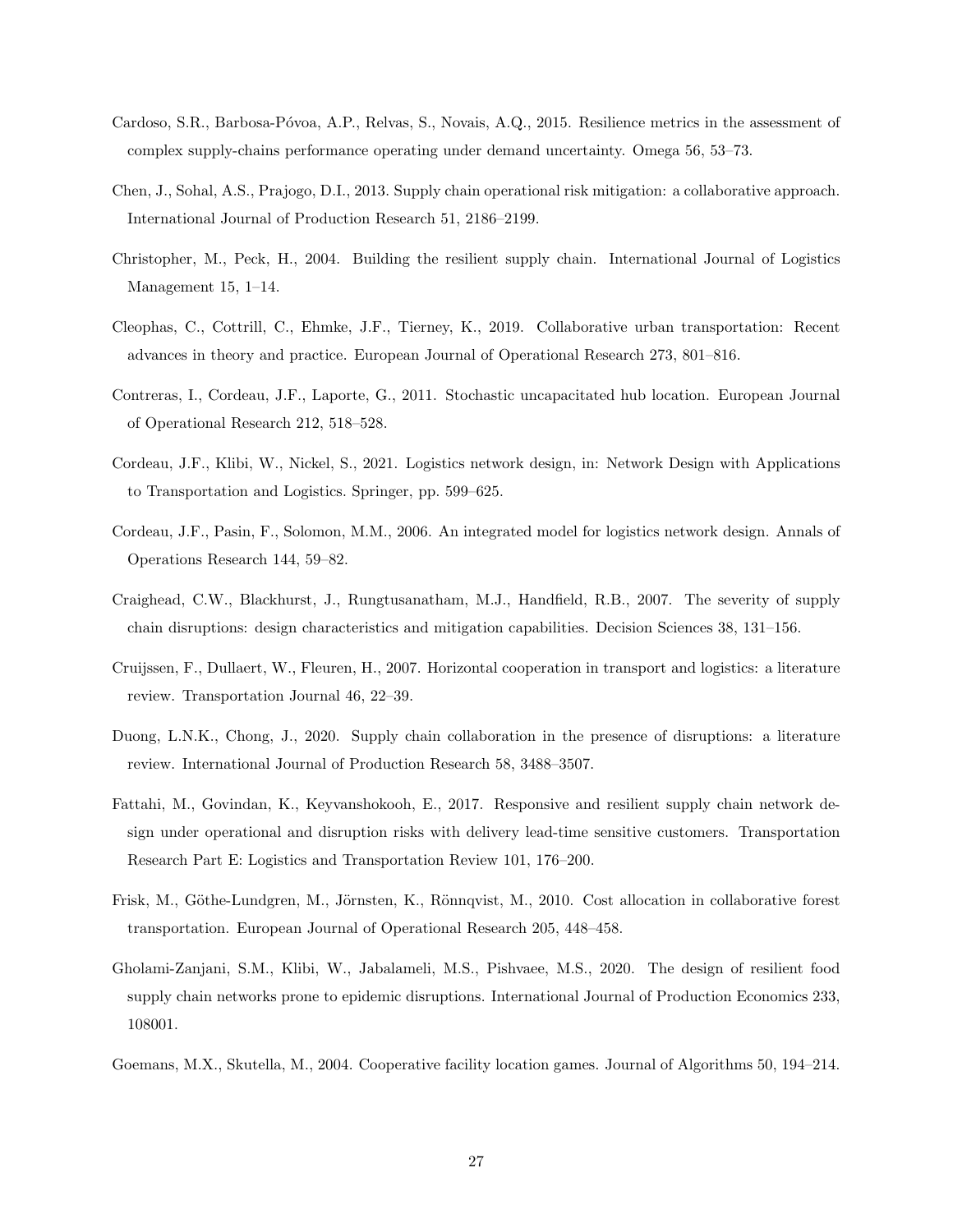Cardoso, S.R., Barbosa-Póvoa, A.P., Relvas, S., Novais, A.Q., 2015. Resilience metrics in the assessment of complex supply-chains performance operating under demand uncertainty. Omega 56, 53–73.

Chen, J., Sohal, A.S., Prajogo, D.I., 2013. Supply chain operational risk mitigation: a collaborative approach. International Journal of Production Research 51, 2186–2199.

Christopher, M., Peck, H., 2004. Building the resilient supply chain. International Journal of Logistics Management 15, 1–14.

Cleophas, C., Cottrill, C., Ehmke, J.F., Tierney, K., 2019. Collaborative urban transportation: Recent advances in theory and practice. European Journal of Operational Research 273, 801–816.

Contreras, I., Cordeau, J.F., Laporte, G., 2011. Stochastic uncapacitated hub location. European Journal of Operational Research 212, 518–528.

Cordeau, J.F., Klibi, W., Nickel, S., 2021. Logistics network design, in: Network Design with Applications to Transportation and Logistics. Springer, pp. 599–625.

Cordeau, J.F., Pasin, F., Solomon, M.M., 2006. An integrated model for logistics network design. Annals of Operations Research 144, 59–82.

Craighead, C.W., Blackhurst, J., Rungtusanatham, M.J., Handfield, R.B., 2007. The severity of supply chain disruptions: design characteristics and mitigation capabilities. Decision Sciences 38, 131–156.

Cruijssen, F., Dullaert, W., Fleuren, H., 2007. Horizontal cooperation in transport and logistics: a literature review. Transportation Journal 46, 22–39.

Duong, L.N.K., Chong, J., 2020. Supply chain collaboration in the presence of disruptions: a literature review. International Journal of Production Research 58, 3488–3507.

Fattahi, M., Govindan, K., Keyvanshokooh, E., 2017. Responsive and resilient supply chain network design under operational and disruption risks with delivery lead-time sensitive customers. Transportation Research Part E: Logistics and Transportation Review 101, 176–200.

Frisk, M., Göthe-Lundgren, M., Jörnsten, K., Rönnqvist, M., 2010. Cost allocation in collaborative forest transportation. European Journal of Operational Research 205, 448–458.

Gholami-Zanjani, S.M., Klibi, W., Jabalameli, M.S., Pishvaee, M.S., 2020. The design of resilient food supply chain networks prone to epidemic disruptions. International Journal of Production Economics 233, 108001.

Goemans, M.X., Skutella, M., 2004. Cooperative facility location games. Journal of Algorithms 50, 194–214.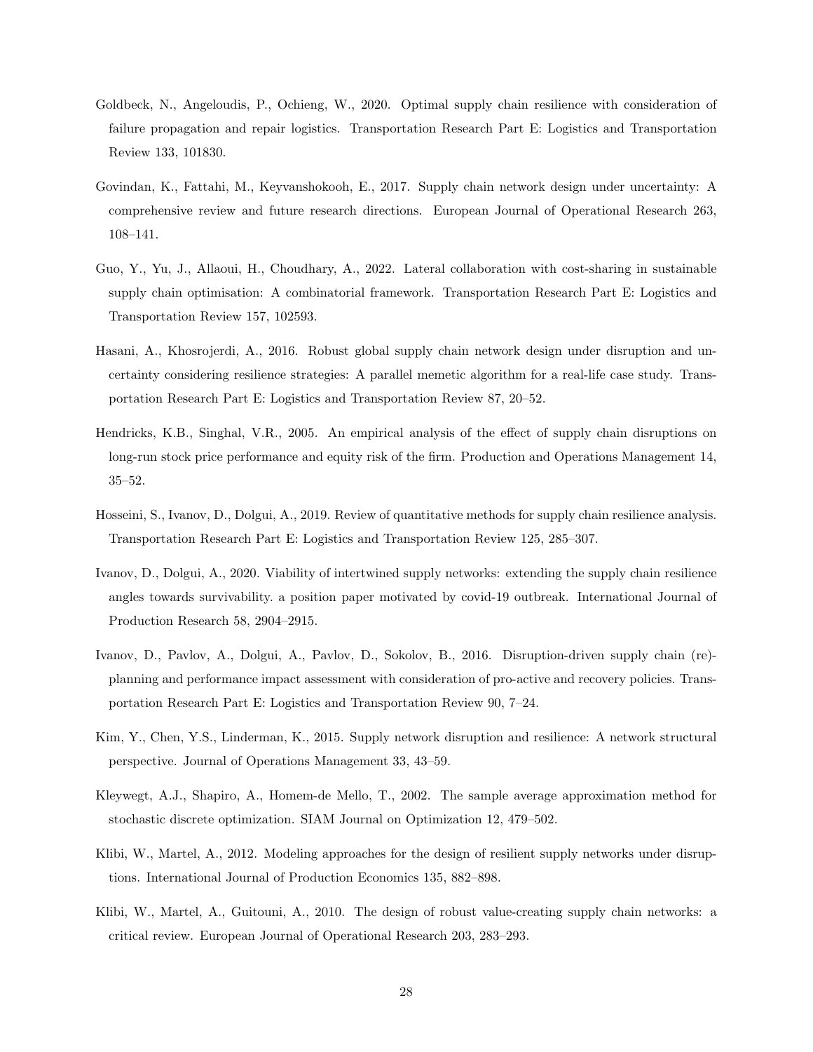Goldbeck, N., Angeloudis, P., Ochieng, W., 2020. Optimal supply chain resilience with consideration of failure propagation and repair logistics. Transportation Research Part E: Logistics and Transportation Review 133, 101830.

Govindan, K., Fattahi, M., Keyvanshokooh, E., 2017. Supply chain network design under uncertainty: A comprehensive review and future research directions. European Journal of Operational Research 263, 108–141.

Guo, Y., Yu, J., Allaoui, H., Choudhary, A., 2022. Lateral collaboration with cost-sharing in sustainable supply chain optimisation: A combinatorial framework. Transportation Research Part E: Logistics and Transportation Review 157, 102593.

Hasani, A., Khosrojerdi, A., 2016. Robust global supply chain network design under disruption and uncertainty considering resilience strategies: A parallel memetic algorithm for a real-life case study. Transportation Research Part E: Logistics and Transportation Review 87, 20–52.

Hendricks, K.B., Singhal, V.R., 2005. An empirical analysis of the effect of supply chain disruptions on long-run stock price performance and equity risk of the firm. Production and Operations Management 14, 35–52.

Hosseini, S., Ivanov, D., Dolgui, A., 2019. Review of quantitative methods for supply chain resilience analysis. Transportation Research Part E: Logistics and Transportation Review 125, 285–307.

Ivanov, D., Dolgui, A., 2020. Viability of intertwined supply networks: extending the supply chain resilience angles towards survivability. a position paper motivated by covid-19 outbreak. International Journal of Production Research 58, 2904–2915.

Ivanov, D., Pavlov, A., Dolgui, A., Pavlov, D., Sokolov, B., 2016. Disruption-driven supply chain (re)-planning and performance impact assessment with consideration of pro-active and recovery policies. Transportation Research Part E: Logistics and Transportation Review 90, 7–24.

Kim, Y., Chen, Y.S., Linderman, K., 2015. Supply network disruption and resilience: A network structural perspective. Journal of Operations Management 33, 43–59.

Kleywegt, A.J., Shapiro, A., Homem-de Mello, T., 2002. The sample average approximation method for stochastic discrete optimization. SIAM Journal on Optimization 12, 479–502.

Klibi, W., Martel, A., 2012. Modeling approaches for the design of resilient supply networks under disruptions. International Journal of Production Economics 135, 882–898.

Klibi, W., Martel, A., Guitouni, A., 2010. The design of robust value-creating supply chain networks: a critical review. European Journal of Operational Research 203, 283–293.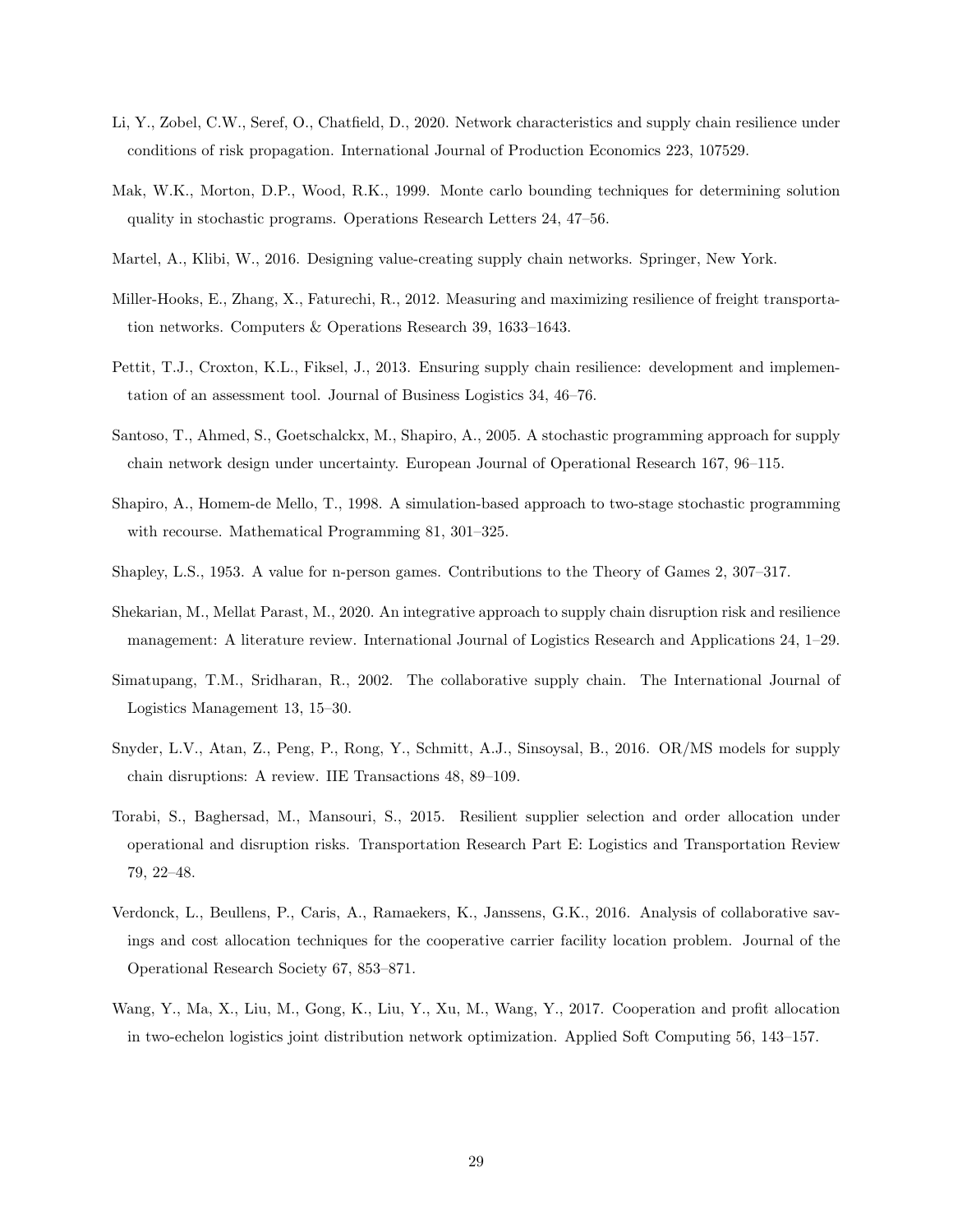Li, Y., Zobel, C.W., Seref, O., Chatfield, D., 2020. Network characteristics and supply chain resilience under conditions of risk propagation. International Journal of Production Economics 223, 107529.

Mak, W.K., Morton, D.P., Wood, R.K., 1999. Monte carlo bounding techniques for determining solution quality in stochastic programs. Operations Research Letters 24, 47–56.

Martel, A., Klibi, W., 2016. Designing value-creating supply chain networks. Springer, New York.

Miller-Hooks, E., Zhang, X., Faturechi, R., 2012. Measuring and maximizing resilience of freight transportation networks. Computers & Operations Research 39, 1633–1643.

Pettit, T.J., Croxton, K.L., Fiksel, J., 2013. Ensuring supply chain resilience: development and implementation of an assessment tool. Journal of Business Logistics 34, 46–76.

Santoso, T., Ahmed, S., Goetschalckx, M., Shapiro, A., 2005. A stochastic programming approach for supply chain network design under uncertainty. European Journal of Operational Research 167, 96–115.

Shapiro, A., Homem-de Mello, T., 1998. A simulation-based approach to two-stage stochastic programming with recourse. Mathematical Programming 81, 301–325.

Shapley, L.S., 1953. A value for n-person games. Contributions to the Theory of Games 2, 307–317.

Shekarian, M., Mellat Parast, M., 2020. An integrative approach to supply chain disruption risk and resilience management: A literature review. International Journal of Logistics Research and Applications 24, 1–29.

Simatupang, T.M., Sridharan, R., 2002. The collaborative supply chain. The International Journal of Logistics Management 13, 15–30.

Snyder, L.V., Atan, Z., Peng, P., Rong, Y., Schmitt, A.J., Sinsoysal, B., 2016. OR/MS models for supply chain disruptions: A review. IIE Transactions 48, 89–109.

Torabi, S., Baghersad, M., Mansouri, S., 2015. Resilient supplier selection and order allocation under operational and disruption risks. Transportation Research Part E: Logistics and Transportation Review 79, 22–48.

Verdonck, L., Beullens, P., Caris, A., Ramaekers, K., Janssens, G.K., 2016. Analysis of collaborative savings and cost allocation techniques for the cooperative carrier facility location problem. Journal of the Operational Research Society 67, 853–871.

Wang, Y., Ma, X., Liu, M., Gong, K., Liu, Y., Xu, M., Wang, Y., 2017. Cooperation and profit allocation in two-echelon logistics joint distribution network optimization. Applied Soft Computing 56, 143–157.